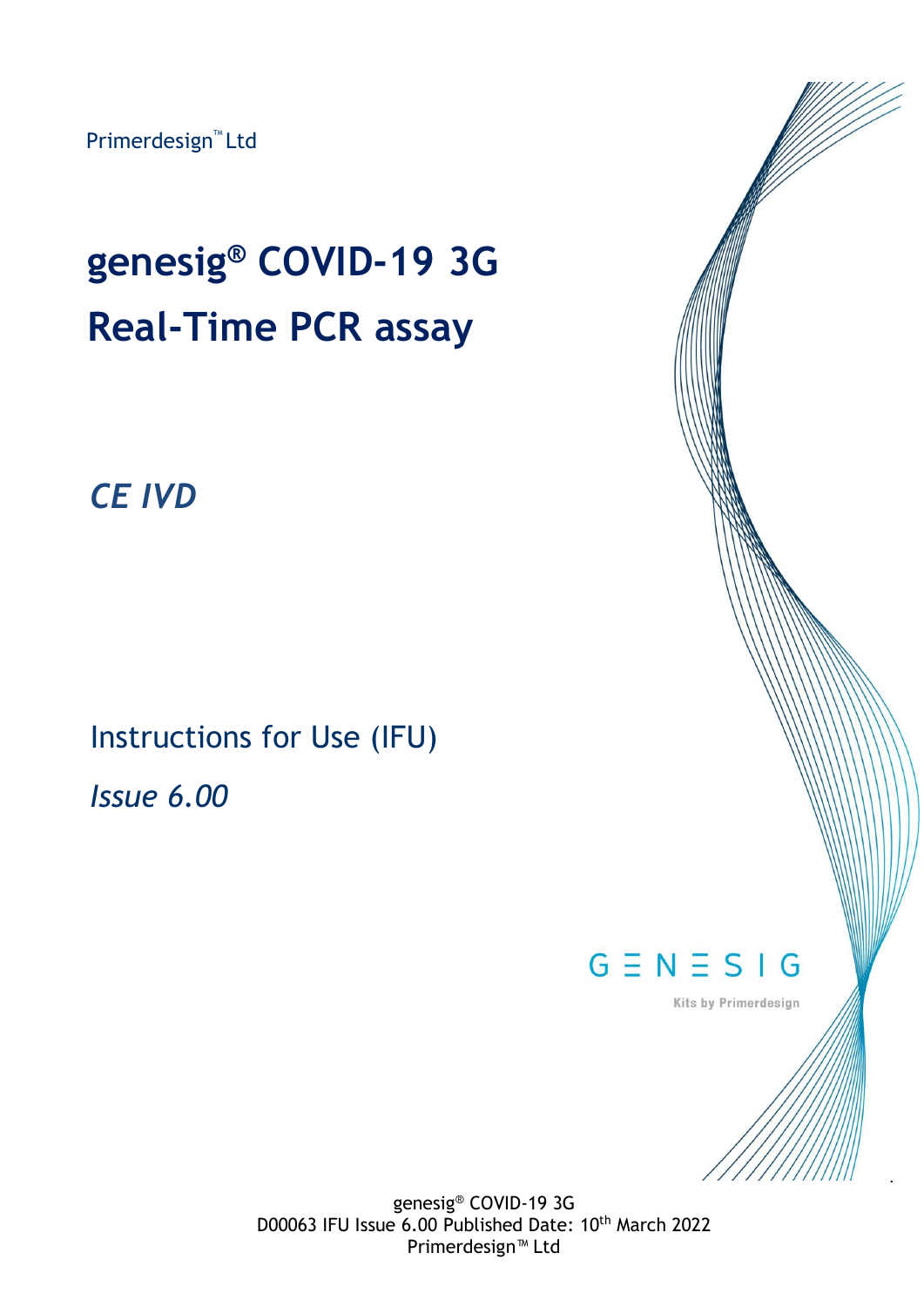Primerdesign™ Ltd

# genesig® COVID-19 3G Real-Time PCR assay

*CE IVD*

Instructions for Use (IFU)

*Issue 6.00*

GENESIG

Kits by Primerdesign

genesig® COVID-19 3G
D00063 IFU Issue 6.00 Published Date: 10th March 2022
Primerdesign™ Ltd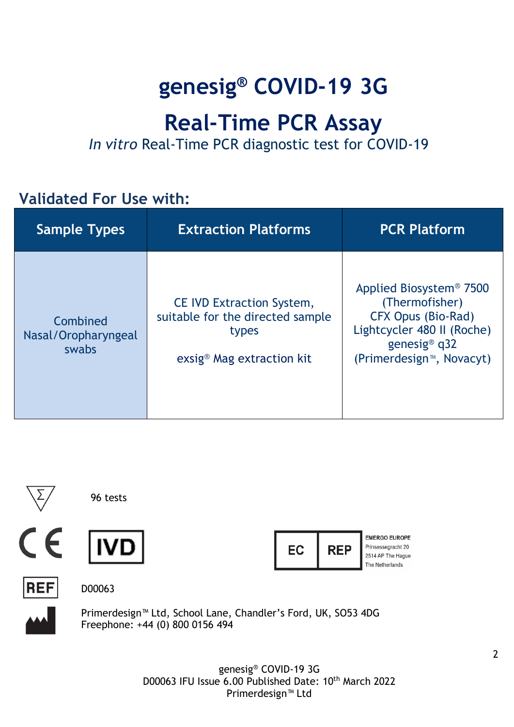# genesig® COVID-19 3G

# Real-Time PCR Assay

*In vitro* Real-Time PCR diagnostic test for COVID-19

## Validated For Use with:

| Sample Types | Extraction Platforms | PCR Platform |
|---|---|---|
| Combined Nasal/Oropharyngeal swabs | CE IVD Extraction System, suitable for the directed sample types<br><br>exsig® Mag extraction kit | Applied Biosystem® 7500 (Thermofisher)<br>CFX Opus (Bio-Rad)<br>Lightcycler 480 II (Roche)<br>genesig® q32 (Primerdesign™, Novacyt) |

96 tests

CE IVD

EC REP
EMERGO EUROPE
Prinsessegracht 20
2514 AP The Hague
The Netherlands

REF D00063

Primerdesign™ Ltd, School Lane, Chandler's Ford, UK, SO53 4DG
Freephone: +44 (0) 800 0156 494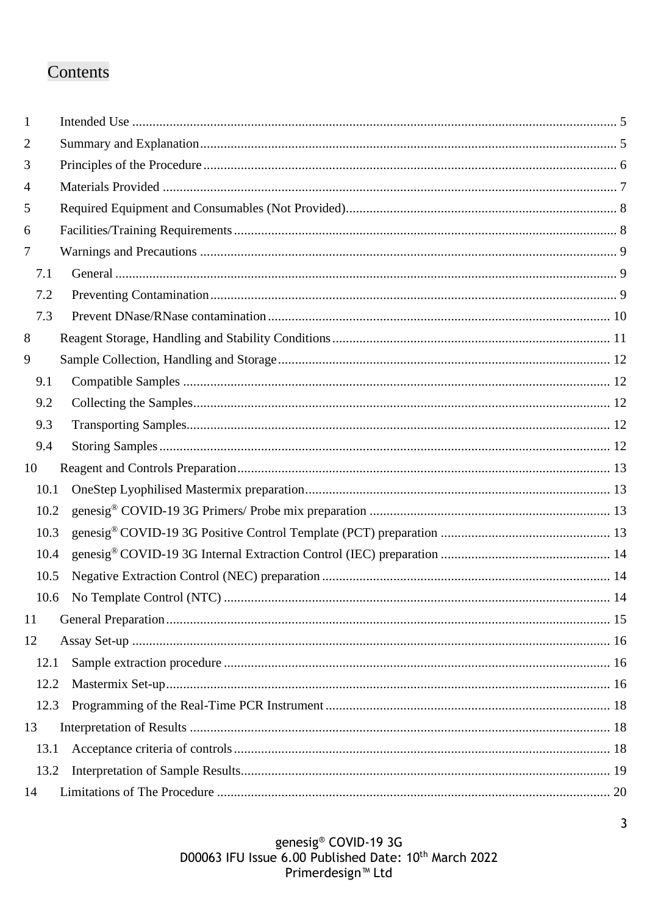# Contents

1 Intended Use ........ 5
2 Summary and Explanation ........ 5
3 Principles of the Procedure ........ 6
4 Materials Provided ........ 7
5 Required Equipment and Consumables (Not Provided) ........ 8
6 Facilities/Training Requirements ........ 8
7 Warnings and Precautions ........ 9
  7.1 General ........ 9
  7.2 Preventing Contamination ........ 9
  7.3 Prevent DNase/RNase contamination ........ 10
8 Reagent Storage, Handling and Stability Conditions ........ 11
9 Sample Collection, Handling and Storage ........ 12
  9.1 Compatible Samples ........ 12
  9.2 Collecting the Samples ........ 12
  9.3 Transporting Samples ........ 12
  9.4 Storing Samples ........ 12
10 Reagent and Controls Preparation ........ 13
  10.1 OneStep Lyophilised Mastermix preparation ........ 13
  10.2 genesig® COVID-19 3G Primers/ Probe mix preparation ........ 13
  10.3 genesig® COVID-19 3G Positive Control Template (PCT) preparation ........ 13
  10.4 genesig® COVID-19 3G Internal Extraction Control (IEC) preparation ........ 14
  10.5 Negative Extraction Control (NEC) preparation ........ 14
  10.6 No Template Control (NTC) ........ 14
11 General Preparation ........ 15
12 Assay Set-up ........ 16
  12.1 Sample extraction procedure ........ 16
  12.2 Mastermix Set-up ........ 16
  12.3 Programming of the Real-Time PCR Instrument ........ 18
13 Interpretation of Results ........ 18
  13.1 Acceptance criteria of controls ........ 18
  13.2 Interpretation of Sample Results ........ 19
14 Limitations of The Procedure ........ 20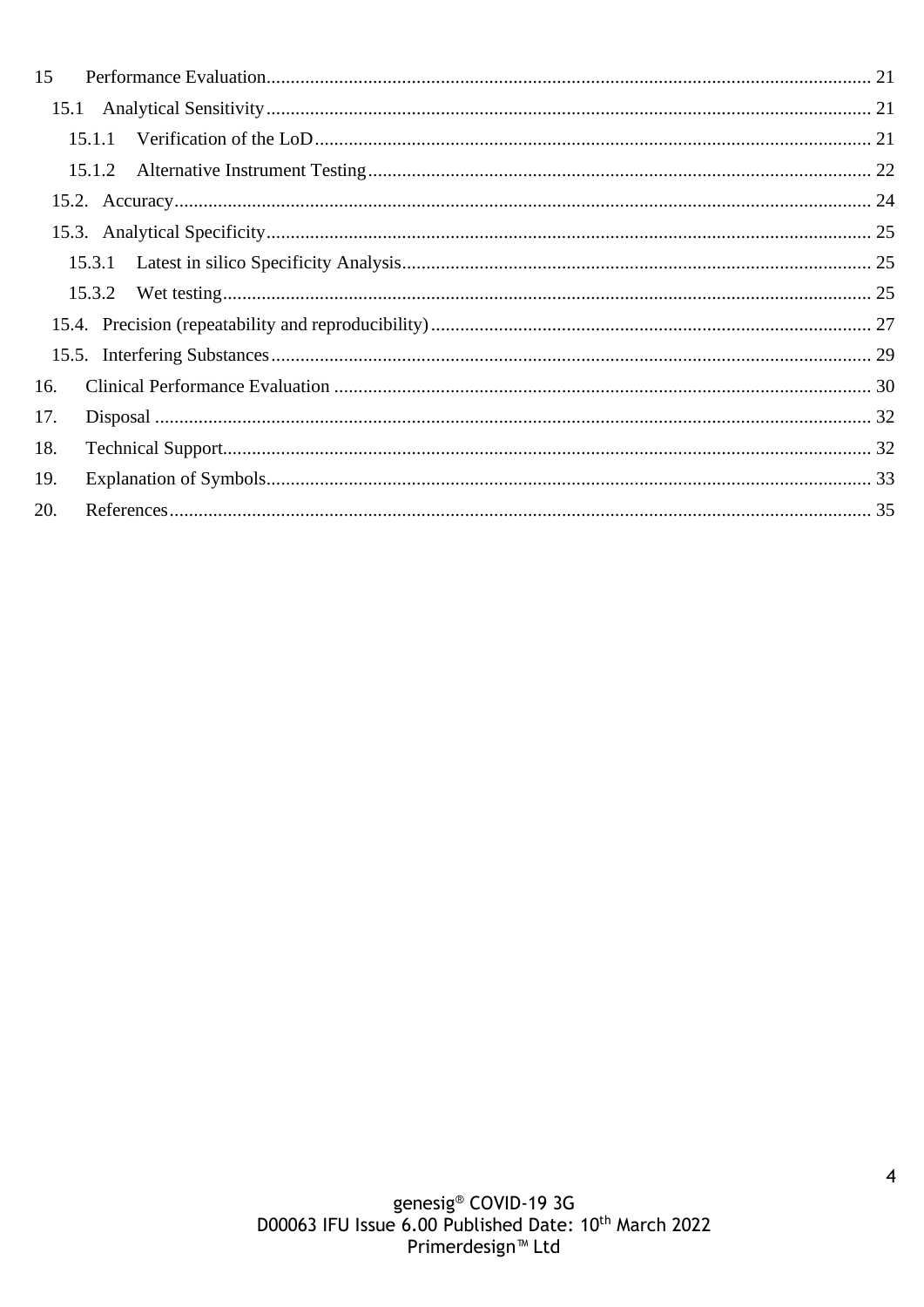15 Performance Evaluation ........................................................................................................... 21

- 15.1 Analytical Sensitivity ........................................................................................................... 21
  - 15.1.1 Verification of the LoD ................................................................................................. 21
  - 15.1.2 Alternative Instrument Testing ...................................................................................... 22
- 15.2. Accuracy ............................................................................................................................. 24
- 15.3. Analytical Specificity ........................................................................................................... 25
  - 15.3.1 Latest in silico Specificity Analysis ............................................................................... 25
  - 15.3.2 Wet testing ..................................................................................................................... 25
- 15.4. Precision (repeatability and reproducibility) ......................................................................... 27
- 15.5. Interfering Substances .......................................................................................................... 29

16. Clinical Performance Evaluation ............................................................................................. 30

17. Disposal .................................................................................................................................. 32

18. Technical Support ................................................................................................................... 32

19. Explanation of Symbols ........................................................................................................... 33

20. References ............................................................................................................................... 35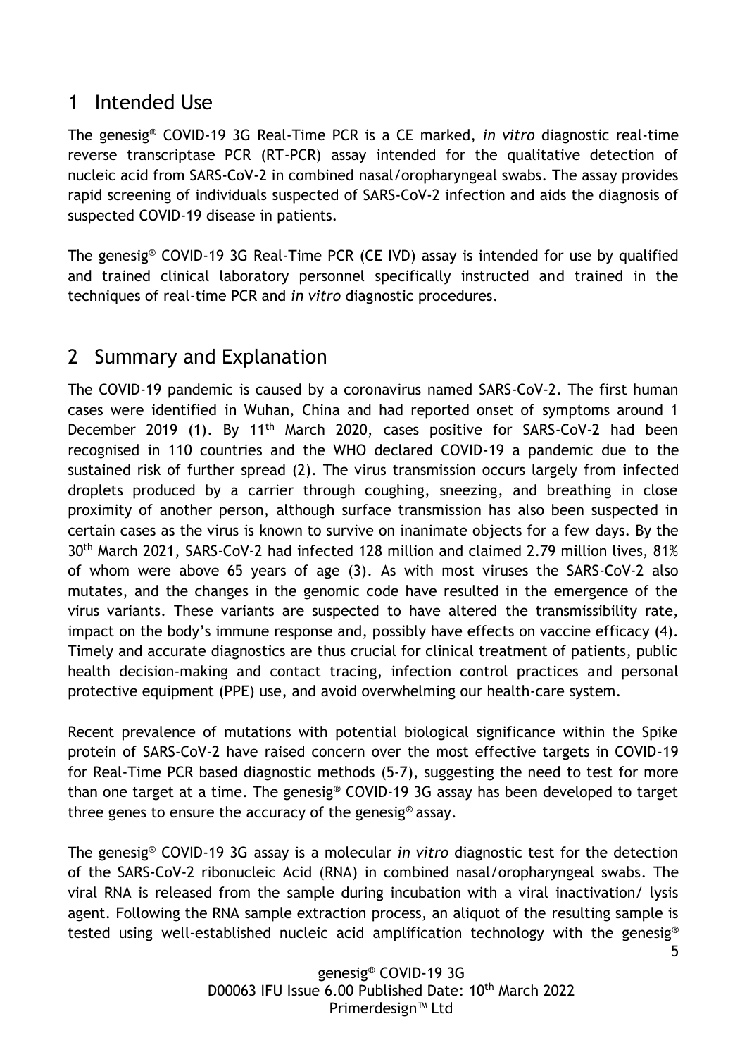# 1 Intended Use

The genesig® COVID-19 3G Real-Time PCR is a CE marked, *in vitro* diagnostic real-time reverse transcriptase PCR (RT-PCR) assay intended for the qualitative detection of nucleic acid from SARS-CoV-2 in combined nasal/oropharyngeal swabs. The assay provides rapid screening of individuals suspected of SARS-CoV-2 infection and aids the diagnosis of suspected COVID-19 disease in patients.

The genesig® COVID-19 3G Real-Time PCR (CE IVD) assay is intended for use by qualified and trained clinical laboratory personnel specifically instructed and trained in the techniques of real-time PCR and *in vitro* diagnostic procedures.

# 2 Summary and Explanation

The COVID-19 pandemic is caused by a coronavirus named SARS-CoV-2. The first human cases were identified in Wuhan, China and had reported onset of symptoms around 1 December 2019 (1). By 11th March 2020, cases positive for SARS-CoV-2 had been recognised in 110 countries and the WHO declared COVID-19 a pandemic due to the sustained risk of further spread (2). The virus transmission occurs largely from infected droplets produced by a carrier through coughing, sneezing, and breathing in close proximity of another person, although surface transmission has also been suspected in certain cases as the virus is known to survive on inanimate objects for a few days. By the 30th March 2021, SARS-CoV-2 had infected 128 million and claimed 2.79 million lives, 81% of whom were above 65 years of age (3). As with most viruses the SARS-CoV-2 also mutates, and the changes in the genomic code have resulted in the emergence of the virus variants. These variants are suspected to have altered the transmissibility rate, impact on the body's immune response and, possibly have effects on vaccine efficacy (4). Timely and accurate diagnostics are thus crucial for clinical treatment of patients, public health decision-making and contact tracing, infection control practices and personal protective equipment (PPE) use, and avoid overwhelming our health-care system.

Recent prevalence of mutations with potential biological significance within the Spike protein of SARS-CoV-2 have raised concern over the most effective targets in COVID-19 for Real-Time PCR based diagnostic methods (5-7), suggesting the need to test for more than one target at a time. The genesig® COVID-19 3G assay has been developed to target three genes to ensure the accuracy of the genesig® assay.

The genesig® COVID-19 3G assay is a molecular *in vitro* diagnostic test for the detection of the SARS-CoV-2 ribonucleic Acid (RNA) in combined nasal/oropharyngeal swabs. The viral RNA is released from the sample during incubation with a viral inactivation/ lysis agent. Following the RNA sample extraction process, an aliquot of the resulting sample is tested using well-established nucleic acid amplification technology with the genesig®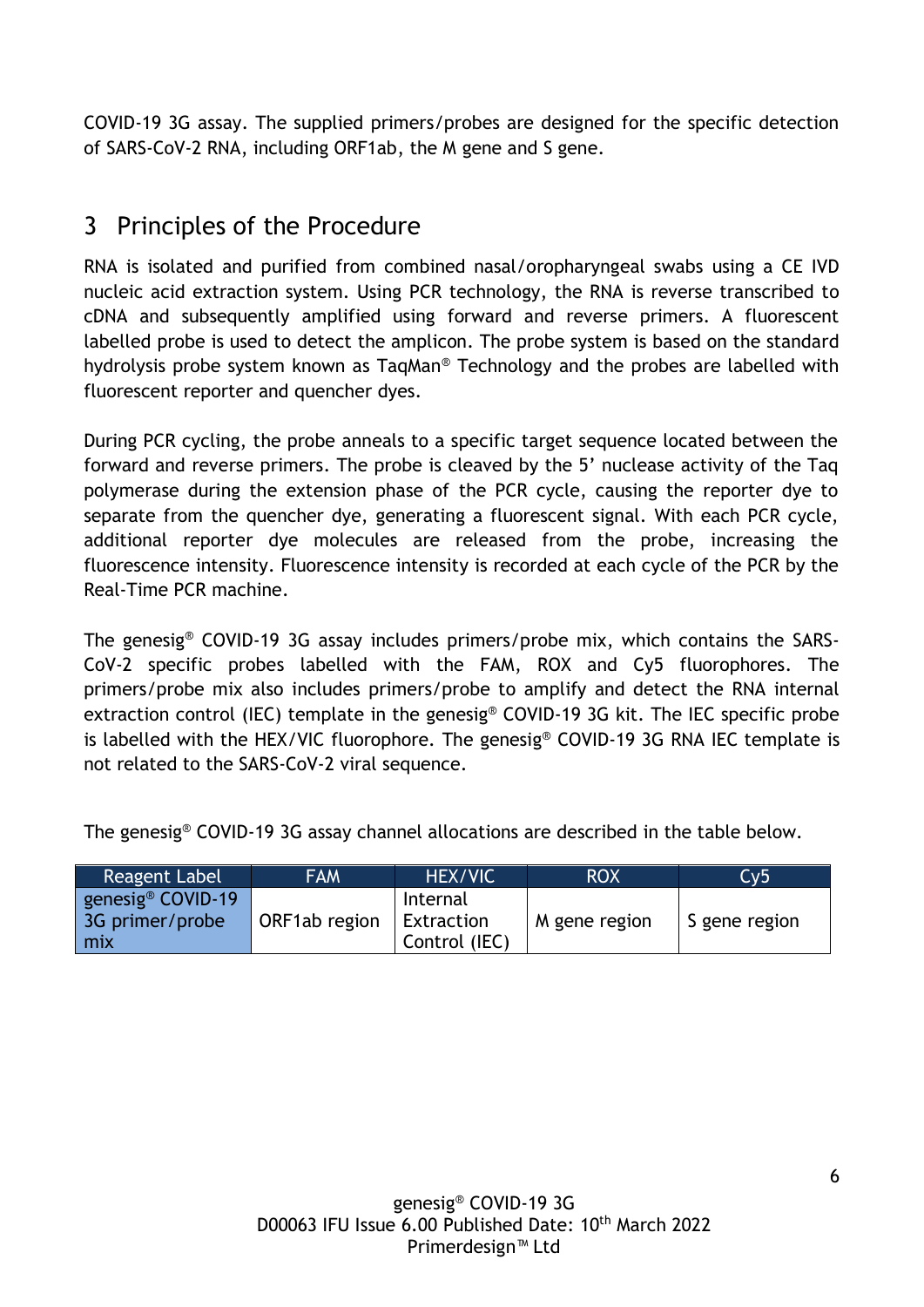COVID-19 3G assay. The supplied primers/probes are designed for the specific detection of SARS-CoV-2 RNA, including ORF1ab, the M gene and S gene.

# 3 Principles of the Procedure

RNA is isolated and purified from combined nasal/oropharyngeal swabs using a CE IVD nucleic acid extraction system. Using PCR technology, the RNA is reverse transcribed to cDNA and subsequently amplified using forward and reverse primers. A fluorescent labelled probe is used to detect the amplicon. The probe system is based on the standard hydrolysis probe system known as TaqMan® Technology and the probes are labelled with fluorescent reporter and quencher dyes.

During PCR cycling, the probe anneals to a specific target sequence located between the forward and reverse primers. The probe is cleaved by the 5' nuclease activity of the Taq polymerase during the extension phase of the PCR cycle, causing the reporter dye to separate from the quencher dye, generating a fluorescent signal. With each PCR cycle, additional reporter dye molecules are released from the probe, increasing the fluorescence intensity. Fluorescence intensity is recorded at each cycle of the PCR by the Real-Time PCR machine.

The genesig® COVID-19 3G assay includes primers/probe mix, which contains the SARS-CoV-2 specific probes labelled with the FAM, ROX and Cy5 fluorophores. The primers/probe mix also includes primers/probe to amplify and detect the RNA internal extraction control (IEC) template in the genesig® COVID-19 3G kit. The IEC specific probe is labelled with the HEX/VIC fluorophore. The genesig® COVID-19 3G RNA IEC template is not related to the SARS-CoV-2 viral sequence.

The genesig® COVID-19 3G assay channel allocations are described in the table below.

| Reagent Label | FAM | HEX/VIC | ROX | Cy5 |
| --- | --- | --- | --- | --- |
| genesig® COVID-19 3G primer/probe mix | ORF1ab region | Internal Extraction Control (IEC) | M gene region | S gene region |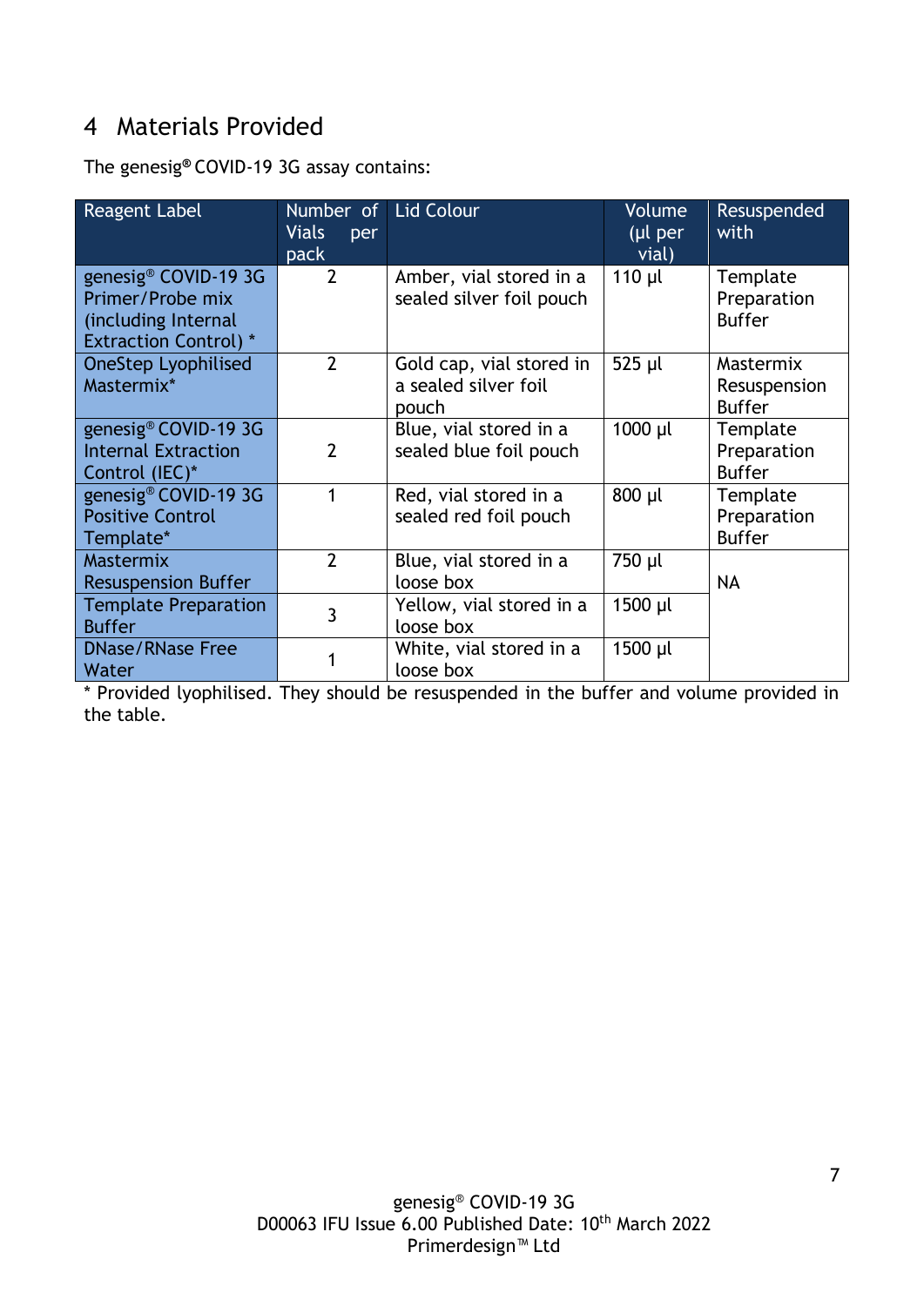# 4 Materials Provided

The genesig® COVID-19 3G assay contains:

| Reagent Label | Number of Vials per pack | Lid Colour | Volume (µl per vial) | Resuspended with |
|---|---|---|---|---|
| genesig® COVID-19 3G Primer/Probe mix (including Internal Extraction Control) * | 2 | Amber, vial stored in a sealed silver foil pouch | 110 µl | Template Preparation Buffer |
| OneStep Lyophilised Mastermix* | 2 | Gold cap, vial stored in a sealed silver foil pouch | 525 µl | Mastermix Resuspension Buffer |
| genesig® COVID-19 3G Internal Extraction Control (IEC)* | 2 | Blue, vial stored in a sealed blue foil pouch | 1000 µl | Template Preparation Buffer |
| genesig® COVID-19 3G Positive Control Template* | 1 | Red, vial stored in a sealed red foil pouch | 800 µl | Template Preparation Buffer |
| Mastermix Resuspension Buffer | 2 | Blue, vial stored in a loose box | 750 µl | NA |
| Template Preparation Buffer | 3 | Yellow, vial stored in a loose box | 1500 µl | |
| DNase/RNase Free Water | 1 | White, vial stored in a loose box | 1500 µl | |

* Provided lyophilised. They should be resuspended in the buffer and volume provided in the table.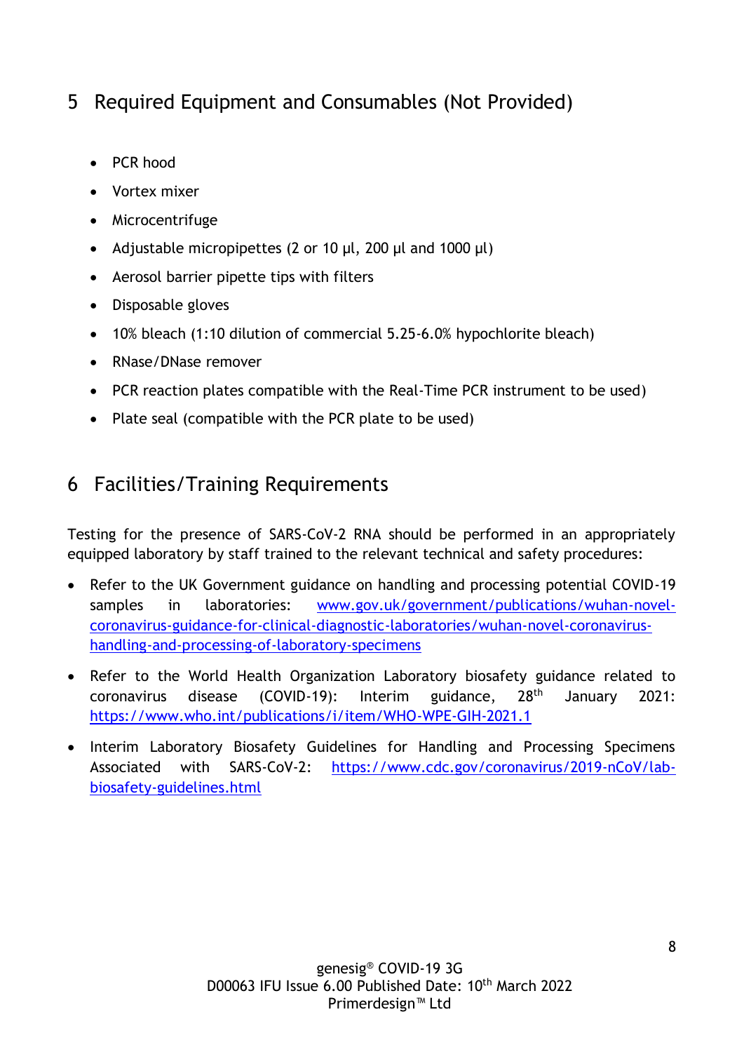## 5 Required Equipment and Consumables (Not Provided)

- PCR hood
- Vortex mixer
- Microcentrifuge
- Adjustable micropipettes (2 or 10 µl, 200 µl and 1000 µl)
- Aerosol barrier pipette tips with filters
- Disposable gloves
- 10% bleach (1:10 dilution of commercial 5.25-6.0% hypochlorite bleach)
- RNase/DNase remover
- PCR reaction plates compatible with the Real-Time PCR instrument to be used)
- Plate seal (compatible with the PCR plate to be used)

## 6 Facilities/Training Requirements

Testing for the presence of SARS-CoV-2 RNA should be performed in an appropriately equipped laboratory by staff trained to the relevant technical and safety procedures:

- Refer to the UK Government guidance on handling and processing potential COVID-19 samples in laboratories: www.gov.uk/government/publications/wuhan-novel-coronavirus-guidance-for-clinical-diagnostic-laboratories/wuhan-novel-coronavirus-handling-and-processing-of-laboratory-specimens
- Refer to the World Health Organization Laboratory biosafety guidance related to coronavirus disease (COVID-19): Interim guidance, 28th January 2021: https://www.who.int/publications/i/item/WHO-WPE-GIH-2021.1
- Interim Laboratory Biosafety Guidelines for Handling and Processing Specimens Associated with SARS-CoV-2: https://www.cdc.gov/coronavirus/2019-nCoV/lab-biosafety-guidelines.html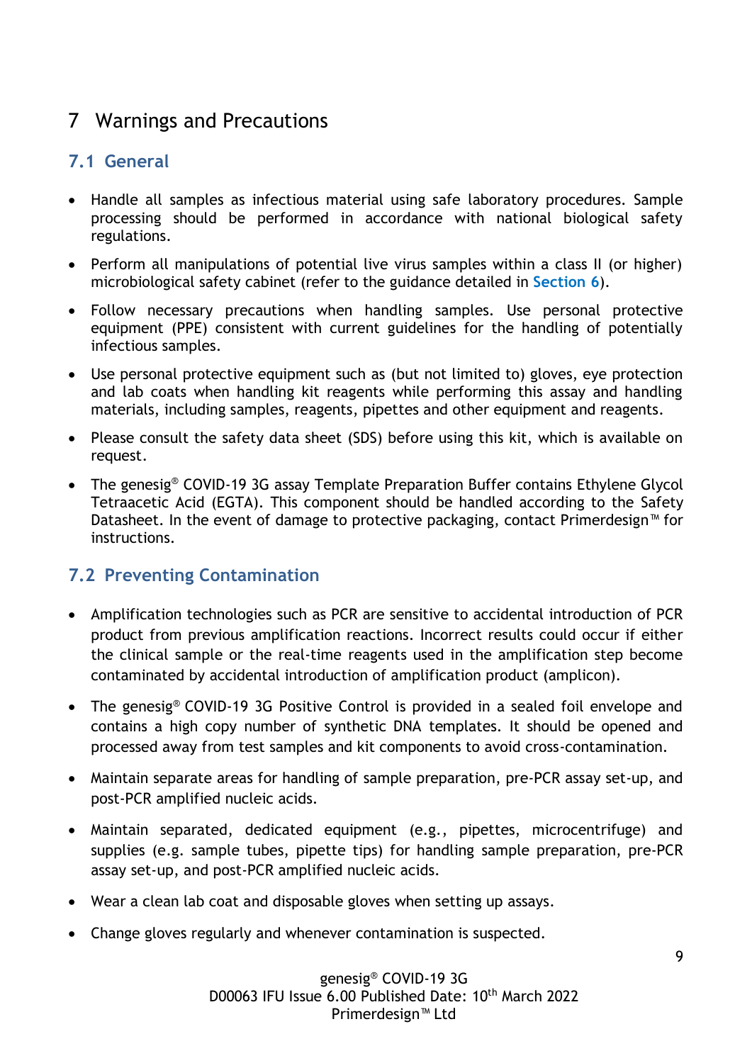# 7 Warnings and Precautions

## 7.1 General

- Handle all samples as infectious material using safe laboratory procedures. Sample processing should be performed in accordance with national biological safety regulations.
- Perform all manipulations of potential live virus samples within a class II (or higher) microbiological safety cabinet (refer to the guidance detailed in **Section 6**).
- Follow necessary precautions when handling samples. Use personal protective equipment (PPE) consistent with current guidelines for the handling of potentially infectious samples.
- Use personal protective equipment such as (but not limited to) gloves, eye protection and lab coats when handling kit reagents while performing this assay and handling materials, including samples, reagents, pipettes and other equipment and reagents.
- Please consult the safety data sheet (SDS) before using this kit, which is available on request.
- The genesig® COVID-19 3G assay Template Preparation Buffer contains Ethylene Glycol Tetraacetic Acid (EGTA). This component should be handled according to the Safety Datasheet. In the event of damage to protective packaging, contact Primerdesign™ for instructions.

## 7.2 Preventing Contamination

- Amplification technologies such as PCR are sensitive to accidental introduction of PCR product from previous amplification reactions. Incorrect results could occur if either the clinical sample or the real-time reagents used in the amplification step become contaminated by accidental introduction of amplification product (amplicon).
- The genesig® COVID-19 3G Positive Control is provided in a sealed foil envelope and contains a high copy number of synthetic DNA templates. It should be opened and processed away from test samples and kit components to avoid cross-contamination.
- Maintain separate areas for handling of sample preparation, pre-PCR assay set-up, and post-PCR amplified nucleic acids.
- Maintain separated, dedicated equipment (e.g., pipettes, microcentrifuge) and supplies (e.g. sample tubes, pipette tips) for handling sample preparation, pre-PCR assay set-up, and post-PCR amplified nucleic acids.
- Wear a clean lab coat and disposable gloves when setting up assays.
- Change gloves regularly and whenever contamination is suspected.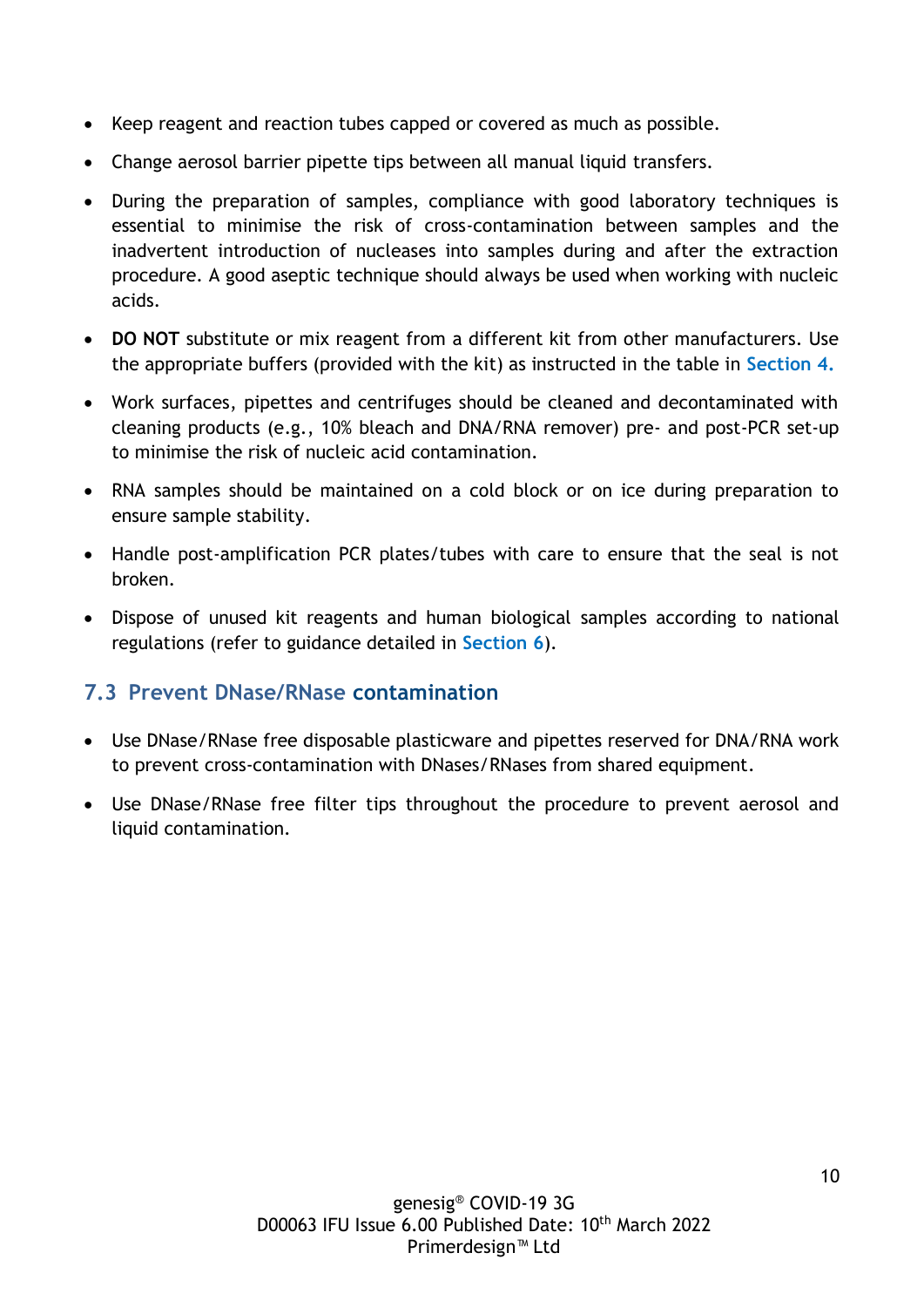- Keep reagent and reaction tubes capped or covered as much as possible.
- Change aerosol barrier pipette tips between all manual liquid transfers.
- During the preparation of samples, compliance with good laboratory techniques is essential to minimise the risk of cross-contamination between samples and the inadvertent introduction of nucleases into samples during and after the extraction procedure. A good aseptic technique should always be used when working with nucleic acids.
- **DO NOT** substitute or mix reagent from a different kit from other manufacturers. Use the appropriate buffers (provided with the kit) as instructed in the table in Section 4.
- Work surfaces, pipettes and centrifuges should be cleaned and decontaminated with cleaning products (e.g., 10% bleach and DNA/RNA remover) pre- and post-PCR set-up to minimise the risk of nucleic acid contamination.
- RNA samples should be maintained on a cold block or on ice during preparation to ensure sample stability.
- Handle post-amplification PCR plates/tubes with care to ensure that the seal is not broken.
- Dispose of unused kit reagents and human biological samples according to national regulations (refer to guidance detailed in Section 6).

## 7.3 Prevent DNase/RNase contamination

- Use DNase/RNase free disposable plasticware and pipettes reserved for DNA/RNA work to prevent cross-contamination with DNases/RNases from shared equipment.
- Use DNase/RNase free filter tips throughout the procedure to prevent aerosol and liquid contamination.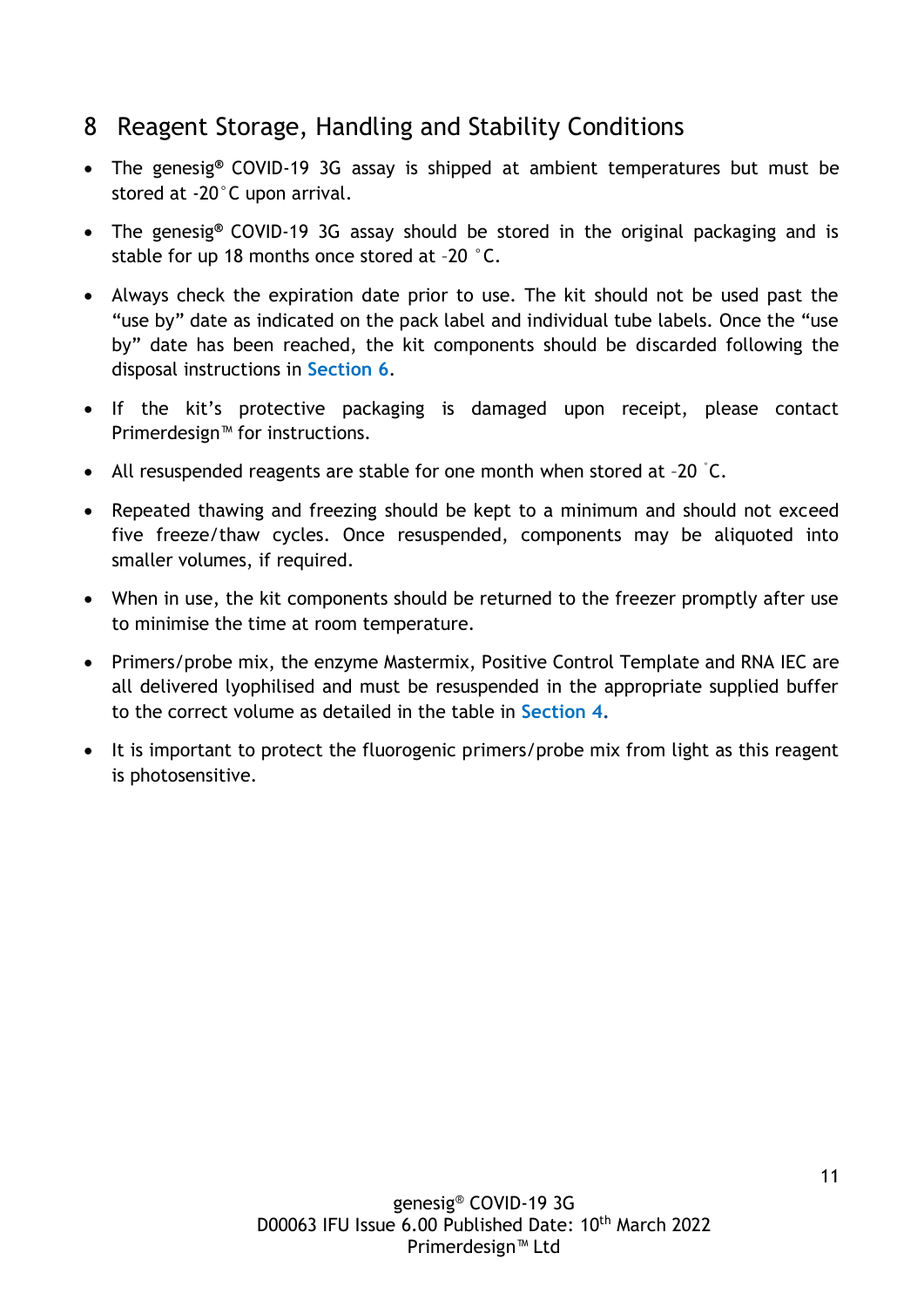# 8 Reagent Storage, Handling and Stability Conditions

- The genesig® COVID-19 3G assay is shipped at ambient temperatures but must be stored at -20°C upon arrival.
- The genesig® COVID-19 3G assay should be stored in the original packaging and is stable for up 18 months once stored at –20 °C.
- Always check the expiration date prior to use. The kit should not be used past the "use by" date as indicated on the pack label and individual tube labels. Once the "use by" date has been reached, the kit components should be discarded following the disposal instructions in **Section 6**.
- If the kit's protective packaging is damaged upon receipt, please contact Primerdesign™ for instructions.
- All resuspended reagents are stable for one month when stored at –20 °C.
- Repeated thawing and freezing should be kept to a minimum and should not exceed five freeze/thaw cycles. Once resuspended, components may be aliquoted into smaller volumes, if required.
- When in use, the kit components should be returned to the freezer promptly after use to minimise the time at room temperature.
- Primers/probe mix, the enzyme Mastermix, Positive Control Template and RNA IEC are all delivered lyophilised and must be resuspended in the appropriate supplied buffer to the correct volume as detailed in the table in **Section 4.**
- It is important to protect the fluorogenic primers/probe mix from light as this reagent is photosensitive.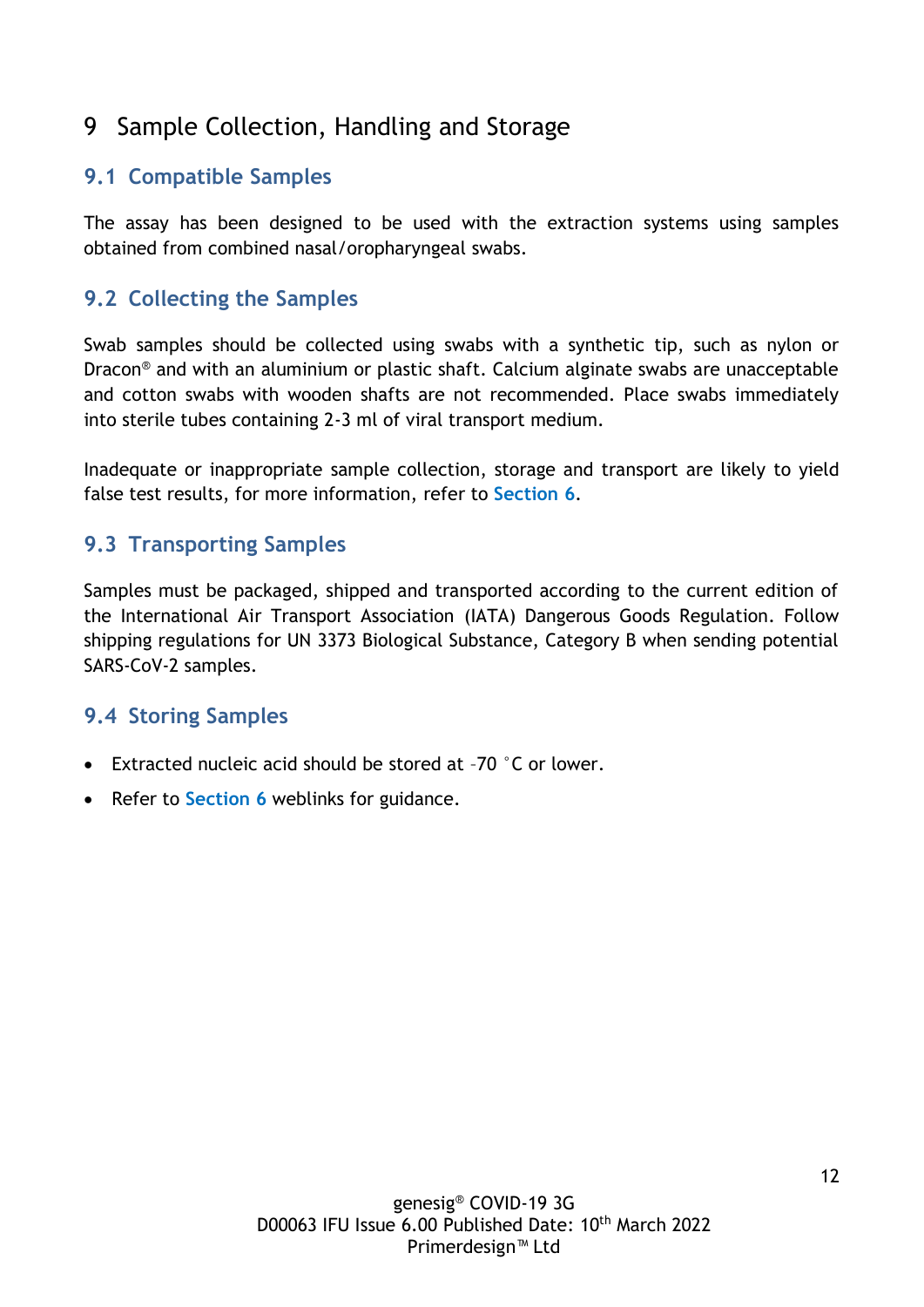# 9 Sample Collection, Handling and Storage

## 9.1 Compatible Samples

The assay has been designed to be used with the extraction systems using samples obtained from combined nasal/oropharyngeal swabs.

## 9.2 Collecting the Samples

Swab samples should be collected using swabs with a synthetic tip, such as nylon or Dracon® and with an aluminium or plastic shaft. Calcium alginate swabs are unacceptable and cotton swabs with wooden shafts are not recommended. Place swabs immediately into sterile tubes containing 2-3 ml of viral transport medium.

Inadequate or inappropriate sample collection, storage and transport are likely to yield false test results, for more information, refer to **Section 6**.

## 9.3 Transporting Samples

Samples must be packaged, shipped and transported according to the current edition of the International Air Transport Association (IATA) Dangerous Goods Regulation. Follow shipping regulations for UN 3373 Biological Substance, Category B when sending potential SARS-CoV-2 samples.

## 9.4 Storing Samples

- Extracted nucleic acid should be stored at –70 °C or lower.
- Refer to **Section 6** weblinks for guidance.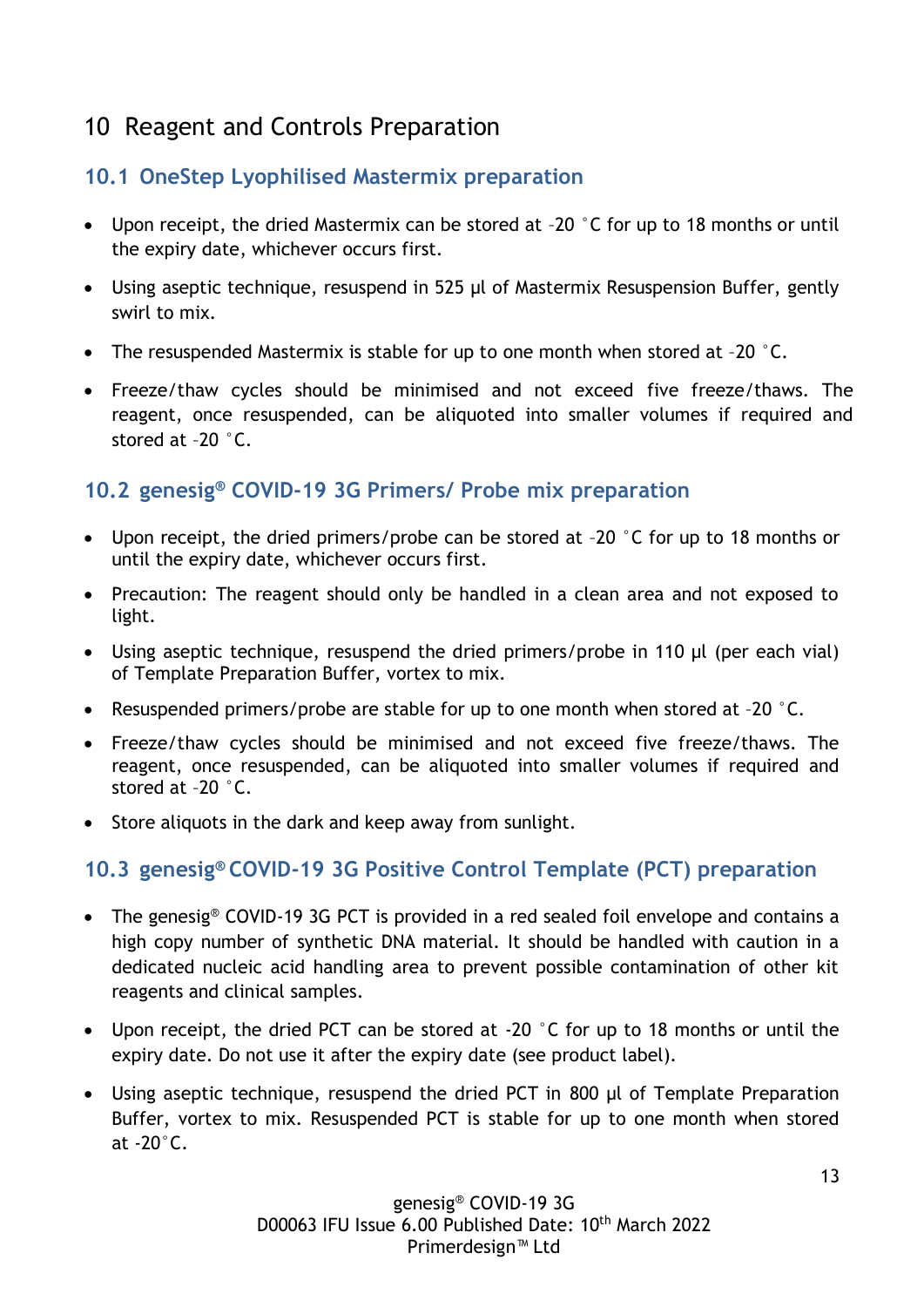# 10 Reagent and Controls Preparation

## 10.1 OneStep Lyophilised Mastermix preparation

- Upon receipt, the dried Mastermix can be stored at –20 °C for up to 18 months or until the expiry date, whichever occurs first.
- Using aseptic technique, resuspend in 525 µl of Mastermix Resuspension Buffer, gently swirl to mix.
- The resuspended Mastermix is stable for up to one month when stored at –20 °C.
- Freeze/thaw cycles should be minimised and not exceed five freeze/thaws. The reagent, once resuspended, can be aliquoted into smaller volumes if required and stored at –20 °C.

## 10.2 genesig® COVID-19 3G Primers/ Probe mix preparation

- Upon receipt, the dried primers/probe can be stored at –20 °C for up to 18 months or until the expiry date, whichever occurs first.
- Precaution: The reagent should only be handled in a clean area and not exposed to light.
- Using aseptic technique, resuspend the dried primers/probe in 110 µl (per each vial) of Template Preparation Buffer, vortex to mix.
- Resuspended primers/probe are stable for up to one month when stored at –20 °C.
- Freeze/thaw cycles should be minimised and not exceed five freeze/thaws. The reagent, once resuspended, can be aliquoted into smaller volumes if required and stored at –20 °C.
- Store aliquots in the dark and keep away from sunlight.

## 10.3 genesig® COVID-19 3G Positive Control Template (PCT) preparation

- The genesig® COVID-19 3G PCT is provided in a red sealed foil envelope and contains a high copy number of synthetic DNA material. It should be handled with caution in a dedicated nucleic acid handling area to prevent possible contamination of other kit reagents and clinical samples.
- Upon receipt, the dried PCT can be stored at -20 °C for up to 18 months or until the expiry date. Do not use it after the expiry date (see product label).
- Using aseptic technique, resuspend the dried PCT in 800 µl of Template Preparation Buffer, vortex to mix. Resuspended PCT is stable for up to one month when stored at -20°C.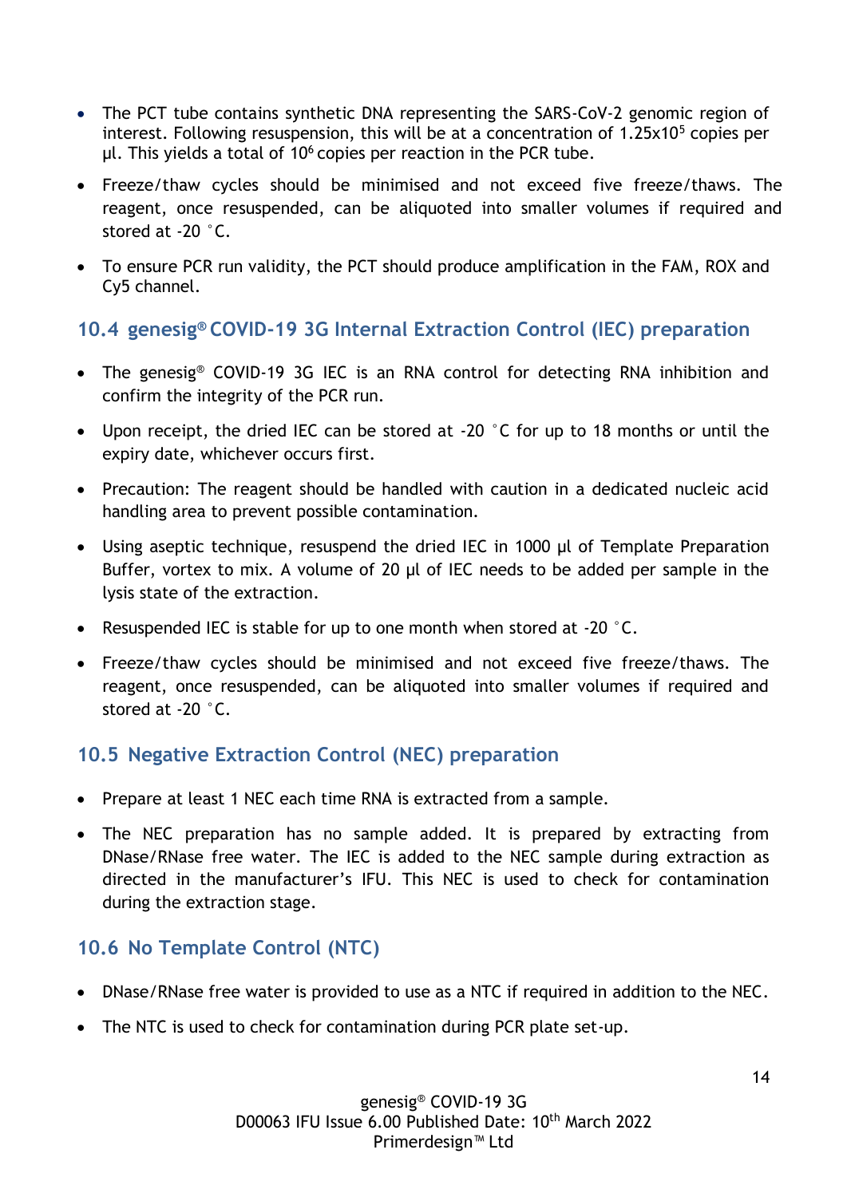- The PCT tube contains synthetic DNA representing the SARS-CoV-2 genomic region of interest. Following resuspension, this will be at a concentration of $1.25x10^5$ copies per µl. This yields a total of $10^6$ copies per reaction in the PCR tube.
- Freeze/thaw cycles should be minimised and not exceed five freeze/thaws. The reagent, once resuspended, can be aliquoted into smaller volumes if required and stored at -20 °C.
- To ensure PCR run validity, the PCT should produce amplification in the FAM, ROX and Cy5 channel.

## 10.4 genesig® COVID-19 3G Internal Extraction Control (IEC) preparation

- The genesig® COVID-19 3G IEC is an RNA control for detecting RNA inhibition and confirm the integrity of the PCR run.
- Upon receipt, the dried IEC can be stored at -20 °C for up to 18 months or until the expiry date, whichever occurs first.
- Precaution: The reagent should be handled with caution in a dedicated nucleic acid handling area to prevent possible contamination.
- Using aseptic technique, resuspend the dried IEC in 1000 µl of Template Preparation Buffer, vortex to mix. A volume of 20 µl of IEC needs to be added per sample in the lysis state of the extraction.
- Resuspended IEC is stable for up to one month when stored at -20 °C.
- Freeze/thaw cycles should be minimised and not exceed five freeze/thaws. The reagent, once resuspended, can be aliquoted into smaller volumes if required and stored at -20 °C.

## 10.5 Negative Extraction Control (NEC) preparation

- Prepare at least 1 NEC each time RNA is extracted from a sample.
- The NEC preparation has no sample added. It is prepared by extracting from DNase/RNase free water. The IEC is added to the NEC sample during extraction as directed in the manufacturer's IFU. This NEC is used to check for contamination during the extraction stage.

## 10.6 No Template Control (NTC)

- DNase/RNase free water is provided to use as a NTC if required in addition to the NEC.
- The NTC is used to check for contamination during PCR plate set-up.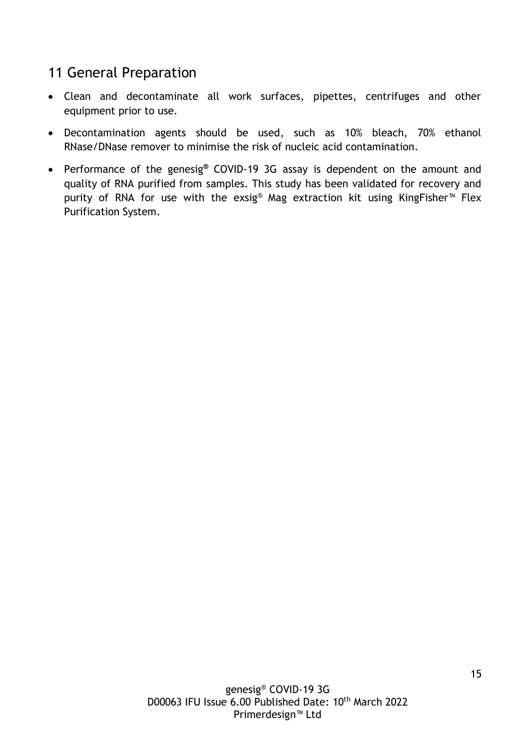## 11 General Preparation

- Clean and decontaminate all work surfaces, pipettes, centrifuges and other equipment prior to use.
- Decontamination agents should be used, such as 10% bleach, 70% ethanol RNase/DNase remover to minimise the risk of nucleic acid contamination.
- Performance of the genesig® COVID-19 3G assay is dependent on the amount and quality of RNA purified from samples. This study has been validated for recovery and purity of RNA for use with the exsig® Mag extraction kit using KingFisher™ Flex Purification System.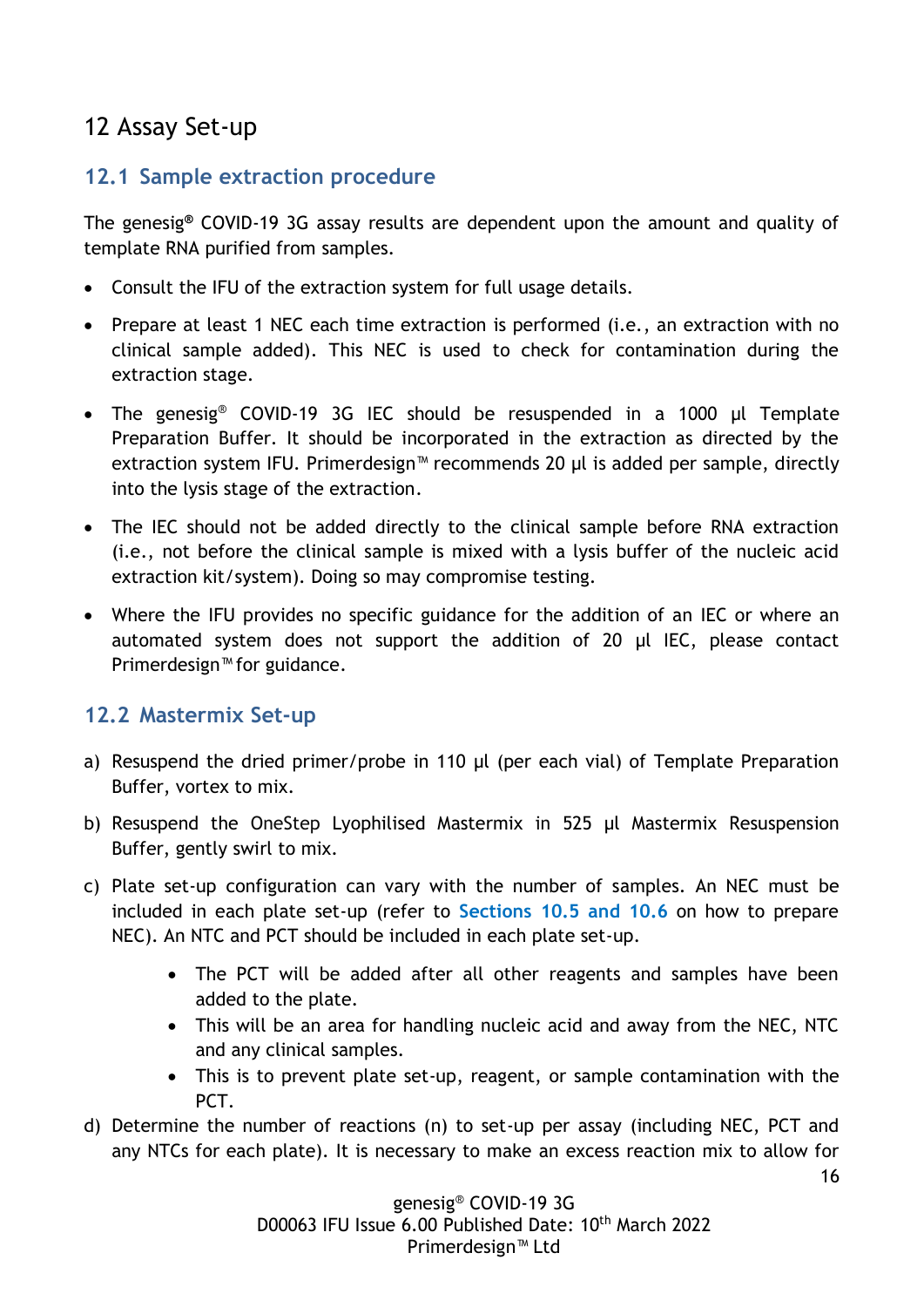# 12 Assay Set-up

## 12.1 Sample extraction procedure

The genesig® COVID-19 3G assay results are dependent upon the amount and quality of template RNA purified from samples.

- Consult the IFU of the extraction system for full usage details.
- Prepare at least 1 NEC each time extraction is performed (i.e., an extraction with no clinical sample added). This NEC is used to check for contamination during the extraction stage.
- The genesig® COVID-19 3G IEC should be resuspended in a 1000 µl Template Preparation Buffer. It should be incorporated in the extraction as directed by the extraction system IFU. Primerdesign™ recommends 20 µl is added per sample, directly into the lysis stage of the extraction.
- The IEC should not be added directly to the clinical sample before RNA extraction (i.e., not before the clinical sample is mixed with a lysis buffer of the nucleic acid extraction kit/system). Doing so may compromise testing.
- Where the IFU provides no specific guidance for the addition of an IEC or where an automated system does not support the addition of 20 µl IEC, please contact Primerdesign™ for guidance.

## 12.2 Mastermix Set-up

a) Resuspend the dried primer/probe in 110 µl (per each vial) of Template Preparation Buffer, vortex to mix.

b) Resuspend the OneStep Lyophilised Mastermix in 525 µl Mastermix Resuspension Buffer, gently swirl to mix.

c) Plate set-up configuration can vary with the number of samples. An NEC must be included in each plate set-up (refer to Sections 10.5 and 10.6 on how to prepare NEC). An NTC and PCT should be included in each plate set-up.
   - The PCT will be added after all other reagents and samples have been added to the plate.
   - This will be an area for handling nucleic acid and away from the NEC, NTC and any clinical samples.
   - This is to prevent plate set-up, reagent, or sample contamination with the PCT.

d) Determine the number of reactions (n) to set-up per assay (including NEC, PCT and any NTCs for each plate). It is necessary to make an excess reaction mix to allow for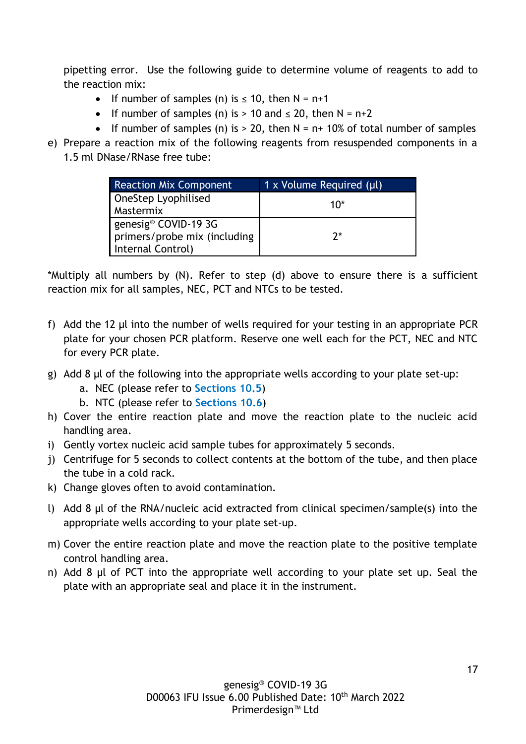pipetting error. Use the following guide to determine volume of reagents to add to the reaction mix:

- If number of samples (n) is ≤ 10, then N = n+1
- If number of samples (n) is > 10 and ≤ 20, then N = n+2
- If number of samples (n) is > 20, then N = n+ 10% of total number of samples

e) Prepare a reaction mix of the following reagents from resuspended components in a 1.5 ml DNase/RNase free tube:

| Reaction Mix Component | 1 x Volume Required (µl) |
|---|---|
| OneStep Lyophilised Mastermix | 10* |
| genesig® COVID-19 3G primers/probe mix (including Internal Control) | 2* |

*Multiply all numbers by (N). Refer to step (d) above to ensure there is a sufficient reaction mix for all samples, NEC, PCT and NTCs to be tested.

f) Add the 12 µl into the number of wells required for your testing in an appropriate PCR plate for your chosen PCR platform. Reserve one well each for the PCT, NEC and NTC for every PCR plate.

g) Add 8 µl of the following into the appropriate wells according to your plate set-up:
   a. NEC (please refer to **Sections 10.5**)
   b. NTC (please refer to **Sections 10.6**)

h) Cover the entire reaction plate and move the reaction plate to the nucleic acid handling area.

i) Gently vortex nucleic acid sample tubes for approximately 5 seconds.

j) Centrifuge for 5 seconds to collect contents at the bottom of the tube, and then place the tube in a cold rack.

k) Change gloves often to avoid contamination.

l) Add 8 µl of the RNA/nucleic acid extracted from clinical specimen/sample(s) into the appropriate wells according to your plate set-up.

m) Cover the entire reaction plate and move the reaction plate to the positive template control handling area.

n) Add 8 µl of PCT into the appropriate well according to your plate set up. Seal the plate with an appropriate seal and place it in the instrument.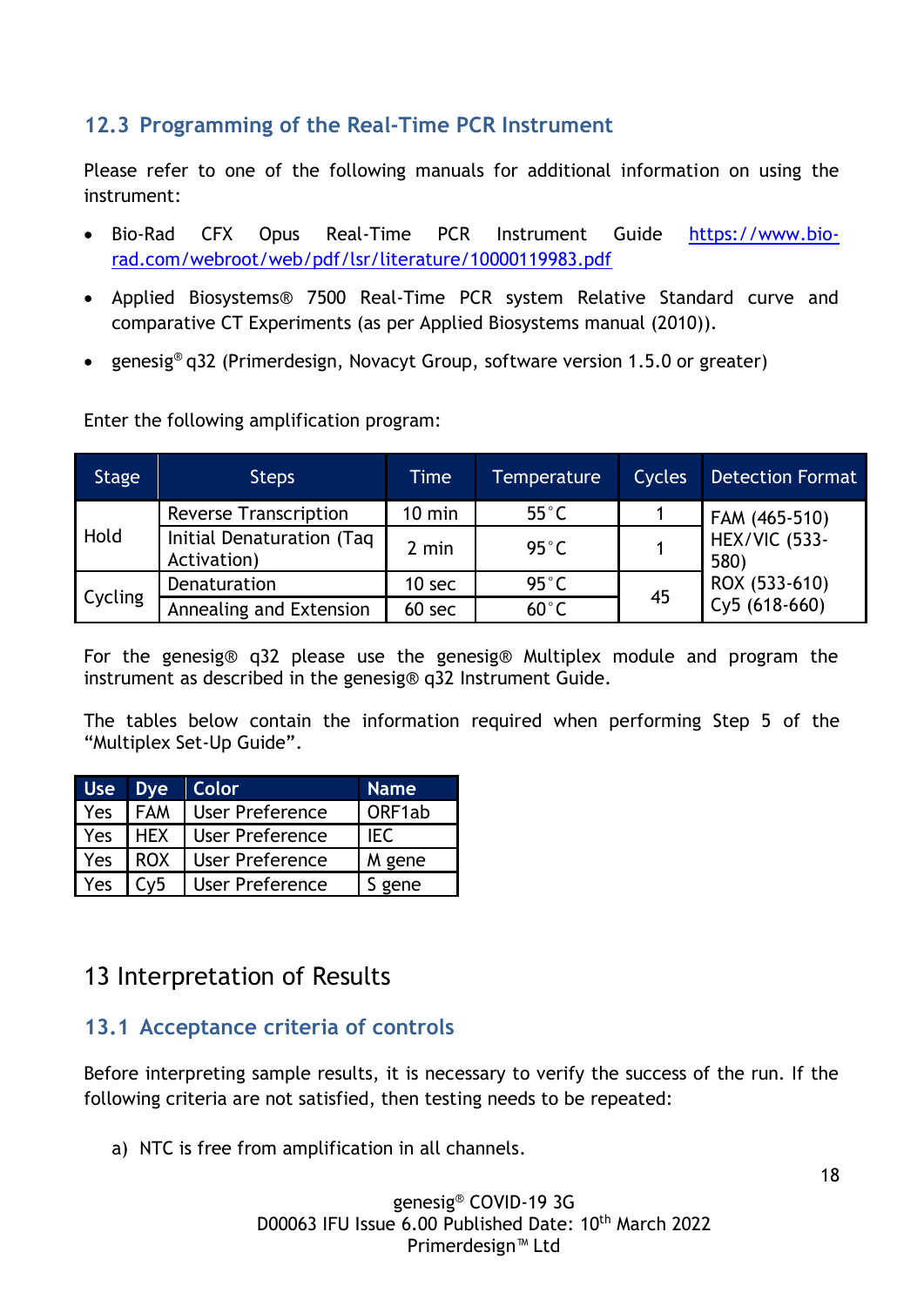## 12.3 Programming of the Real-Time PCR Instrument

Please refer to one of the following manuals for additional information on using the instrument:

- Bio-Rad CFX Opus Real-Time PCR Instrument Guide https://www.bio-rad.com/webroot/web/pdf/lsr/literature/10000119983.pdf
- Applied Biosystems® 7500 Real-Time PCR system Relative Standard curve and comparative CT Experiments (as per Applied Biosystems manual (2010)).
- genesig® q32 (Primerdesign, Novacyt Group, software version 1.5.0 or greater)

Enter the following amplification program:

| Stage | Steps | Time | Temperature | Cycles | Detection Format |
|---|---|---|---|---|---|
| Hold | Reverse Transcription | 10 min | 55°C | 1 | FAM (465-510) HEX/VIC (533-580) ROX (533-610) Cy5 (618-660) |
| | Initial Denaturation (Taq Activation) | 2 min | 95°C | 1 | |
| Cycling | Denaturation | 10 sec | 95°C | 45 | |
| | Annealing and Extension | 60 sec | 60°C | | |

For the genesig® q32 please use the genesig® Multiplex module and program the instrument as described in the genesig® q32 Instrument Guide.

The tables below contain the information required when performing Step 5 of the "Multiplex Set-Up Guide".

| Use | Dye | Color | Name |
|---|---|---|---|
| Yes | FAM | User Preference | ORF1ab |
| Yes | HEX | User Preference | IEC |
| Yes | ROX | User Preference | M gene |
| Yes | Cy5 | User Preference | S gene |

# 13 Interpretation of Results

## 13.1 Acceptance criteria of controls

Before interpreting sample results, it is necessary to verify the success of the run. If the following criteria are not satisfied, then testing needs to be repeated:

a) NTC is free from amplification in all channels.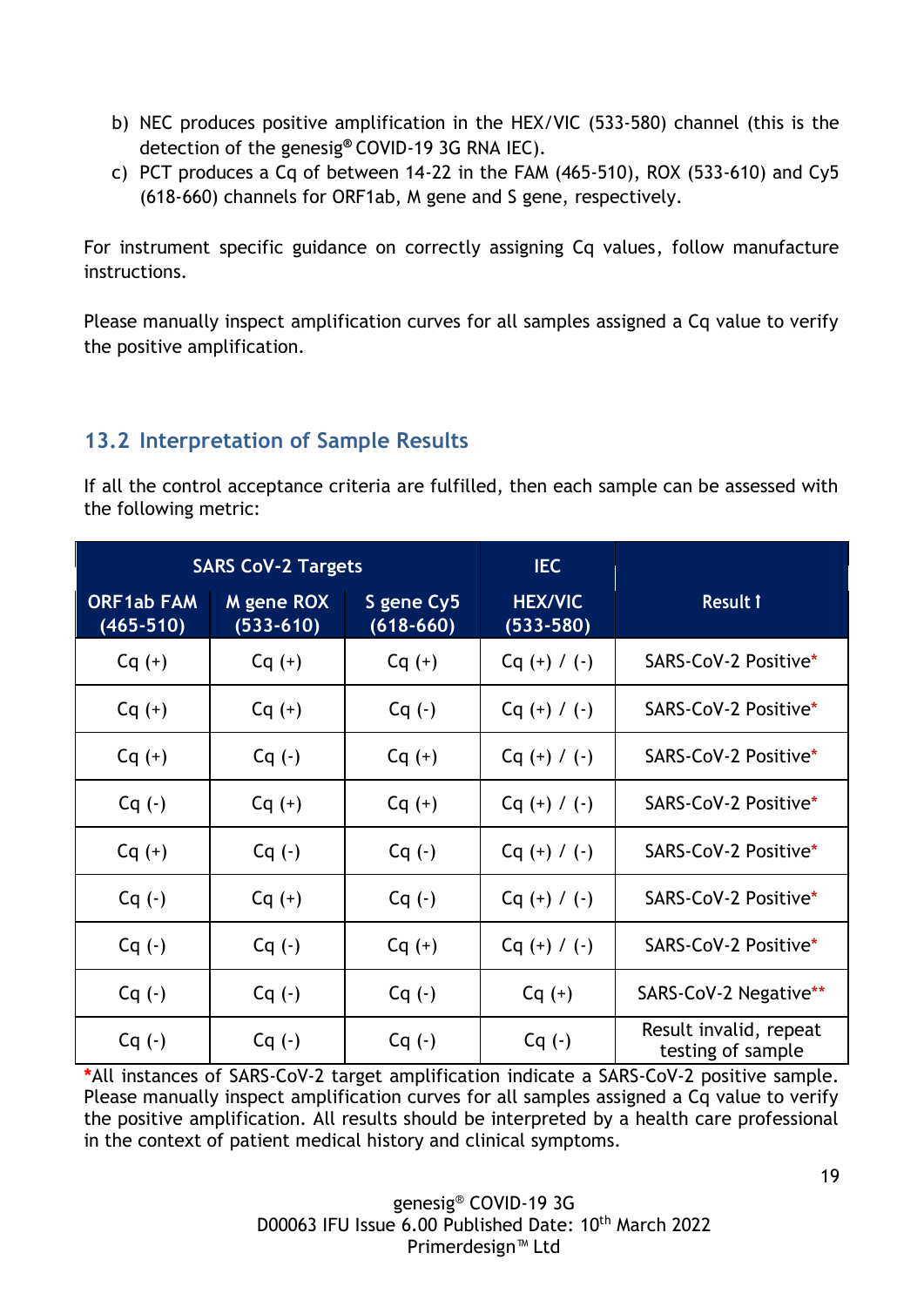b) NEC produces positive amplification in the HEX/VIC (533-580) channel (this is the detection of the genesig® COVID-19 3G RNA IEC).
c) PCT produces a Cq of between 14-22 in the FAM (465-510), ROX (533-610) and Cy5 (618-660) channels for ORF1ab, M gene and S gene, respectively.

For instrument specific guidance on correctly assigning Cq values, follow manufacture instructions.

Please manually inspect amplification curves for all samples assigned a Cq value to verify the positive amplification.

## 13.2 Interpretation of Sample Results

If all the control acceptance criteria are fulfilled, then each sample can be assessed with the following metric:

| SARS CoV-2 Targets | | | IEC | |
|---|---|---|---|---|
| ORF1ab FAM (465-510) | M gene ROX (533-610) | S gene Cy5 (618-660) | HEX/VIC (533-580) | Result † |
| Cq (+) | Cq (+) | Cq (+) | Cq (+) / (-) | SARS-CoV-2 Positive* |
| Cq (+) | Cq (+) | Cq (-) | Cq (+) / (-) | SARS-CoV-2 Positive* |
| Cq (+) | Cq (-) | Cq (+) | Cq (+) / (-) | SARS-CoV-2 Positive* |
| Cq (-) | Cq (+) | Cq (+) | Cq (+) / (-) | SARS-CoV-2 Positive* |
| Cq (+) | Cq (-) | Cq (-) | Cq (+) / (-) | SARS-CoV-2 Positive* |
| Cq (-) | Cq (+) | Cq (-) | Cq (+) / (-) | SARS-CoV-2 Positive* |
| Cq (-) | Cq (-) | Cq (+) | Cq (+) / (-) | SARS-CoV-2 Positive* |
| Cq (-) | Cq (-) | Cq (-) | Cq (+) | SARS-CoV-2 Negative** |
| Cq (-) | Cq (-) | Cq (-) | Cq (-) | Result invalid, repeat testing of sample |

*All instances of SARS-CoV-2 target amplification indicate a SARS-CoV-2 positive sample. Please manually inspect amplification curves for all samples assigned a Cq value to verify the positive amplification. All results should be interpreted by a health care professional in the context of patient medical history and clinical symptoms.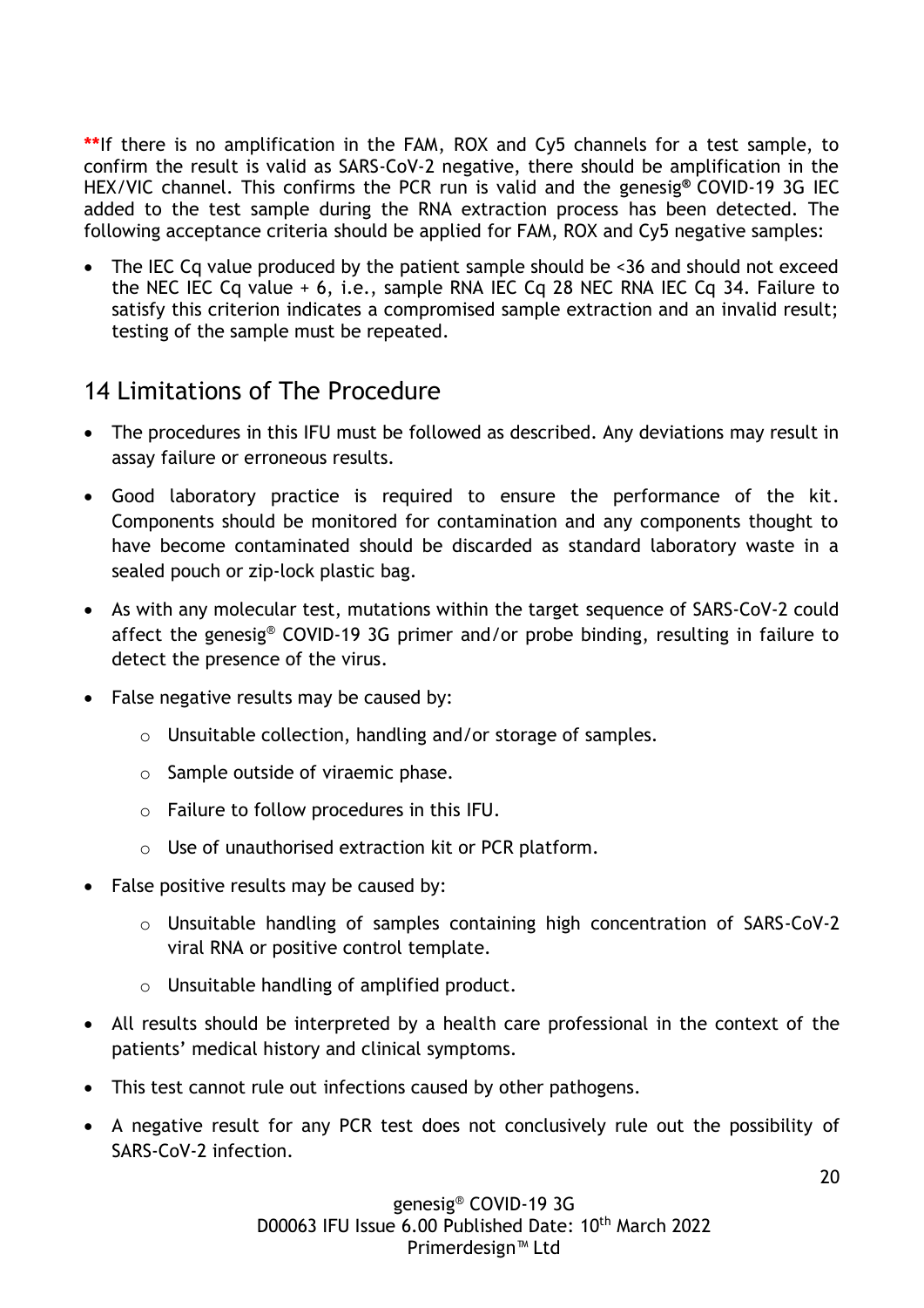**If there is no amplification in the FAM, ROX and Cy5 channels for a test sample, to confirm the result is valid as SARS-CoV-2 negative, there should be amplification in the HEX/VIC channel. This confirms the PCR run is valid and the genesig® COVID-19 3G IEC added to the test sample during the RNA extraction process has been detected. The following acceptance criteria should be applied for FAM, ROX and Cy5 negative samples:

- The IEC Cq value produced by the patient sample should be <36 and should not exceed the NEC IEC Cq value + 6, i.e., sample RNA IEC Cq 28 NEC RNA IEC Cq 34. Failure to satisfy this criterion indicates a compromised sample extraction and an invalid result; testing of the sample must be repeated.

## 14 Limitations of The Procedure

- The procedures in this IFU must be followed as described. Any deviations may result in assay failure or erroneous results.
- Good laboratory practice is required to ensure the performance of the kit. Components should be monitored for contamination and any components thought to have become contaminated should be discarded as standard laboratory waste in a sealed pouch or zip-lock plastic bag.
- As with any molecular test, mutations within the target sequence of SARS-CoV-2 could affect the genesig® COVID-19 3G primer and/or probe binding, resulting in failure to detect the presence of the virus.
- False negative results may be caused by:
    - Unsuitable collection, handling and/or storage of samples.
    - Sample outside of viraemic phase.
    - Failure to follow procedures in this IFU.
    - Use of unauthorised extraction kit or PCR platform.
- False positive results may be caused by:
    - Unsuitable handling of samples containing high concentration of SARS-CoV-2 viral RNA or positive control template.
    - Unsuitable handling of amplified product.
- All results should be interpreted by a health care professional in the context of the patients' medical history and clinical symptoms.
- This test cannot rule out infections caused by other pathogens.
- A negative result for any PCR test does not conclusively rule out the possibility of SARS-CoV-2 infection.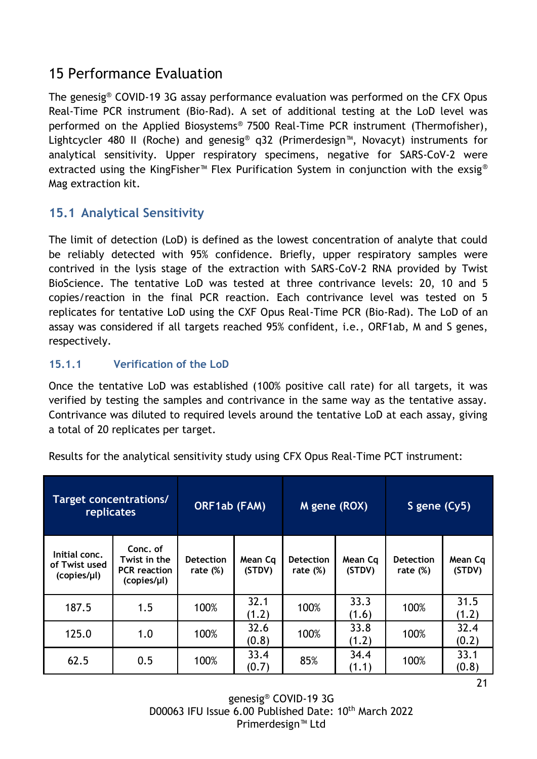# 15 Performance Evaluation

The genesig® COVID-19 3G assay performance evaluation was performed on the CFX Opus Real-Time PCR instrument (Bio-Rad). A set of additional testing at the LoD level was performed on the Applied Biosystems® 7500 Real-Time PCR instrument (Thermofisher), Lightcycler 480 II (Roche) and genesig® q32 (Primerdesign™, Novacyt) instruments for analytical sensitivity. Upper respiratory specimens, negative for SARS-CoV-2 were extracted using the KingFisher™ Flex Purification System in conjunction with the exsig® Mag extraction kit.

## 15.1 Analytical Sensitivity

The limit of detection (LoD) is defined as the lowest concentration of analyte that could be reliably detected with 95% confidence. Briefly, upper respiratory samples were contrived in the lysis stage of the extraction with SARS-CoV-2 RNA provided by Twist BioScience. The tentative LoD was tested at three contrivance levels: 20, 10 and 5 copies/reaction in the final PCR reaction. Each contrivance level was tested on 5 replicates for tentative LoD using the CXF Opus Real-Time PCR (Bio-Rad). The LoD of an assay was considered if all targets reached 95% confident, i.e., ORF1ab, M and S genes, respectively.

### 15.1.1 Verification of the LoD

Once the tentative LoD was established (100% positive call rate) for all targets, it was verified by testing the samples and contrivance in the same way as the tentative assay. Contrivance was diluted to required levels around the tentative LoD at each assay, giving a total of 20 replicates per target.

Results for the analytical sensitivity study using CFX Opus Real-Time PCT instrument:

| Target concentrations/ replicates | | ORF1ab (FAM) | | M gene (ROX) | | S gene (Cy5) | |
|---|---|---|---|---|---|---|---|
| Initial conc. of Twist used (copies/µl) | Conc. of Twist in the PCR reaction (copies/µl) | Detection rate (%) | Mean Cq (STDV) | Detection rate (%) | Mean Cq (STDV) | Detection rate (%) | Mean Cq (STDV) |
| 187.5 | 1.5 | 100% | 32.1 (1.2) | 100% | 33.3 (1.6) | 100% | 31.5 (1.2) |
| 125.0 | 1.0 | 100% | 32.6 (0.8) | 100% | 33.8 (1.2) | 100% | 32.4 (0.2) |
| 62.5 | 0.5 | 100% | 33.4 (0.7) | 85% | 34.4 (1.1) | 100% | 33.1 (0.8) |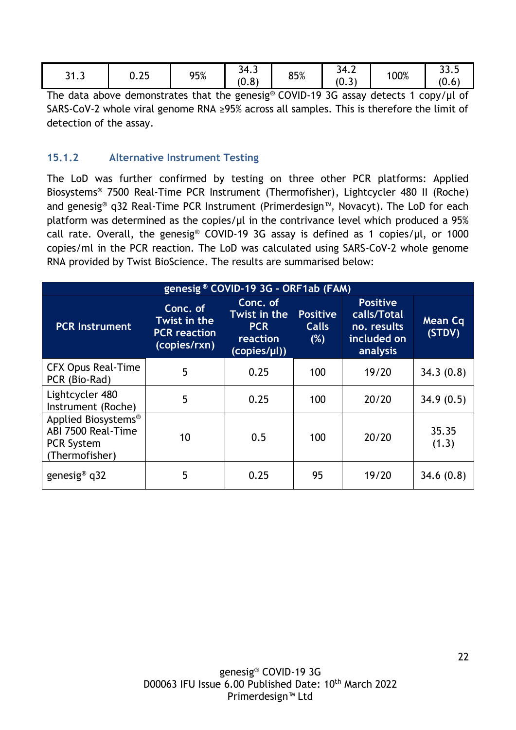| 31.3 | 0.25 | 95% | 34.3 (0.8) | 85% | 34.2 (0.3) | 100% | 33.5 (0.6) |
|---|---|---|---|---|---|---|---|

The data above demonstrates that the genesig® COVID-19 3G assay detects 1 copy/µl of SARS-CoV-2 whole viral genome RNA ≥95% across all samples. This is therefore the limit of detection of the assay.

### 15.1.2 Alternative Instrument Testing

The LoD was further confirmed by testing on three other PCR platforms: Applied Biosystems® 7500 Real-Time PCR Instrument (Thermofisher), Lightcycler 480 II (Roche) and genesig® q32 Real-Time PCR Instrument (Primerdesign™, Novacyt). The LoD for each platform was determined as the copies/µl in the contrivance level which produced a 95% call rate. Overall, the genesig® COVID-19 3G assay is defined as 1 copies/µl, or 1000 copies/ml in the PCR reaction. The LoD was calculated using SARS-CoV-2 whole genome RNA provided by Twist BioScience. The results are summarised below:

| genesig® COVID-19 3G - ORF1ab (FAM) | | | | | |
|---|---|---|---|---|---|
| **PCR Instrument** | **Conc. of Twist in the PCR reaction (copies/rxn)** | **Conc. of Twist in the PCR reaction (copies/µl))** | **Positive Calls (%)** | **Positive calls/Total no. results included on analysis** | **Mean Cq (STDV)** |
| CFX Opus Real-Time PCR (Bio-Rad) | 5 | 0.25 | 100 | 19/20 | 34.3 (0.8) |
| Lightcycler 480 Instrument (Roche) | 5 | 0.25 | 100 | 20/20 | 34.9 (0.5) |
| Applied Biosystems® ABI 7500 Real-Time PCR System (Thermofisher) | 10 | 0.5 | 100 | 20/20 | 35.35 (1.3) |
| genesig® q32 | 5 | 0.25 | 95 | 19/20 | 34.6 (0.8) |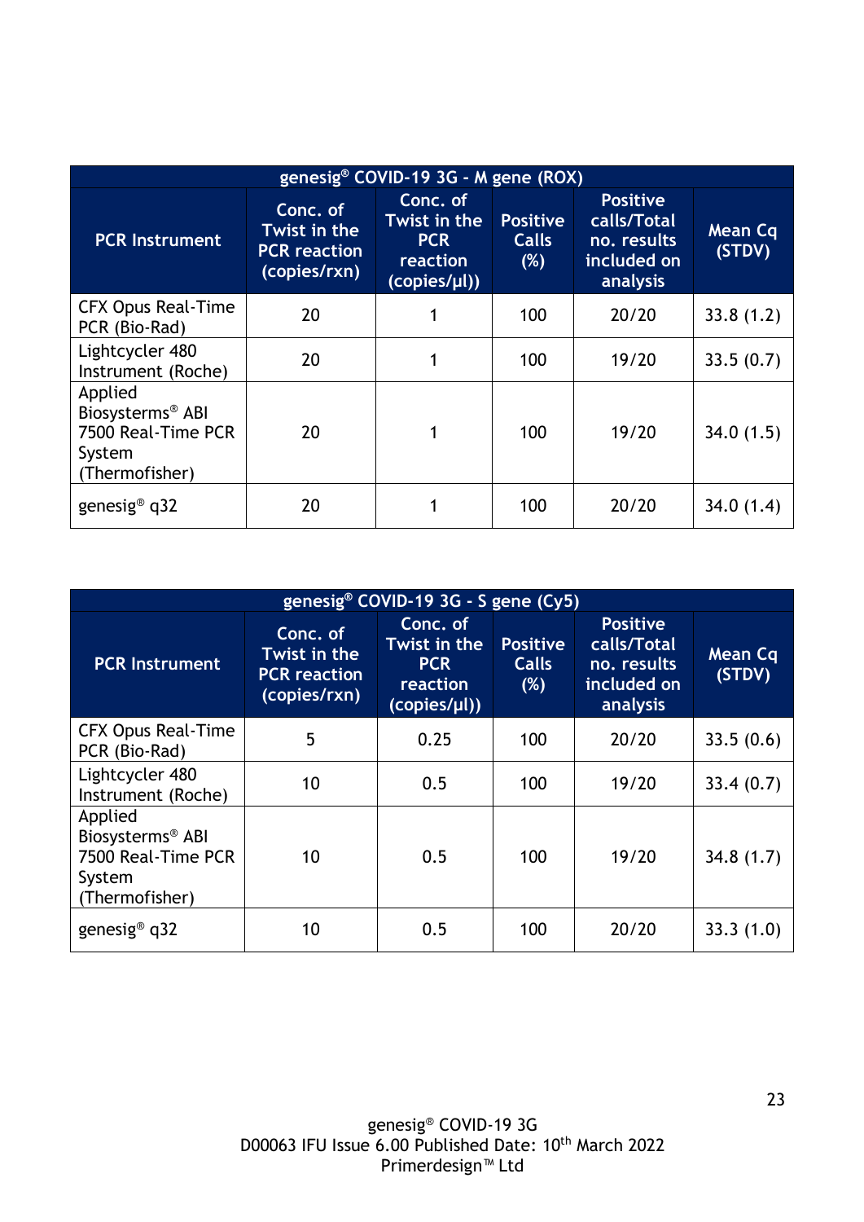| genesig® COVID-19 3G - M gene (ROX) | | | | | |
|---|---|---|---|---|---|
| PCR Instrument | Conc. of Twist in the PCR reaction (copies/rxn) | Conc. of Twist in the PCR reaction (copies/µl)) | Positive Calls (%) | Positive calls/Total no. results included on analysis | Mean Cq (STDV) |
| CFX Opus Real-Time PCR (Bio-Rad) | 20 | 1 | 100 | 20/20 | 33.8 (1.2) |
| Lightcycler 480 Instrument (Roche) | 20 | 1 | 100 | 19/20 | 33.5 (0.7) |
| Applied Biosysterms® ABI 7500 Real-Time PCR System (Thermofisher) | 20 | 1 | 100 | 19/20 | 34.0 (1.5) |
| genesig® q32 | 20 | 1 | 100 | 20/20 | 34.0 (1.4) |

| genesig® COVID-19 3G - S gene (Cy5) | | | | | |
|---|---|---|---|---|---|
| PCR Instrument | Conc. of Twist in the PCR reaction (copies/rxn) | Conc. of Twist in the PCR reaction (copies/µl)) | Positive Calls (%) | Positive calls/Total no. results included on analysis | Mean Cq (STDV) |
| CFX Opus Real-Time PCR (Bio-Rad) | 5 | 0.25 | 100 | 20/20 | 33.5 (0.6) |
| Lightcycler 480 Instrument (Roche) | 10 | 0.5 | 100 | 19/20 | 33.4 (0.7) |
| Applied Biosysterms® ABI 7500 Real-Time PCR System (Thermofisher) | 10 | 0.5 | 100 | 19/20 | 34.8 (1.7) |
| genesig® q32 | 10 | 0.5 | 100 | 20/20 | 33.3 (1.0) |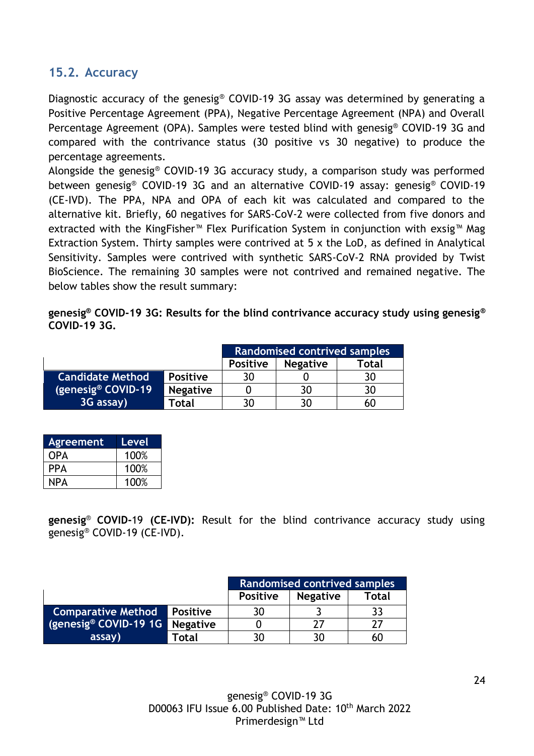## 15.2. Accuracy

Diagnostic accuracy of the genesig® COVID-19 3G assay was determined by generating a Positive Percentage Agreement (PPA), Negative Percentage Agreement (NPA) and Overall Percentage Agreement (OPA). Samples were tested blind with genesig® COVID-19 3G and compared with the contrivance status (30 positive vs 30 negative) to produce the percentage agreements.

Alongside the genesig® COVID-19 3G accuracy study, a comparison study was performed between genesig® COVID-19 3G and an alternative COVID-19 assay: genesig® COVID-19 (CE-IVD). The PPA, NPA and OPA of each kit was calculated and compared to the alternative kit. Briefly, 60 negatives for SARS-CoV-2 were collected from five donors and extracted with the KingFisher™ Flex Purification System in conjunction with exsig™ Mag Extraction System. Thirty samples were contrived at 5 x the LoD, as defined in Analytical Sensitivity. Samples were contrived with synthetic SARS-CoV-2 RNA provided by Twist BioScience. The remaining 30 samples were not contrived and remained negative. The below tables show the result summary:

**genesig® COVID-19 3G: Results for the blind contrivance accuracy study using genesig® COVID-19 3G.**

| | | Randomised contrived samples | | |
|---|---|---|---|---|
| | | Positive | Negative | Total |
| Candidate Method (genesig® COVID-19 3G assay) | Positive | 30 | 0 | 30 |
| | Negative | 0 | 30 | 30 |
| | Total | 30 | 30 | 60 |

| Agreement | Level |
|---|---|
| OPA | 100% |
| PPA | 100% |
| NPA | 100% |

**genesig® COVID-19 (CE-IVD):** Result for the blind contrivance accuracy study using genesig® COVID-19 (CE-IVD).

| | | Randomised contrived samples | | |
|---|---|---|---|---|
| | | Positive | Negative | Total |
| Comparative Method (genesig® COVID-19 1G assay) | Positive | 30 | 3 | 33 |
| | Negative | 0 | 27 | 27 |
| | Total | 30 | 30 | 60 |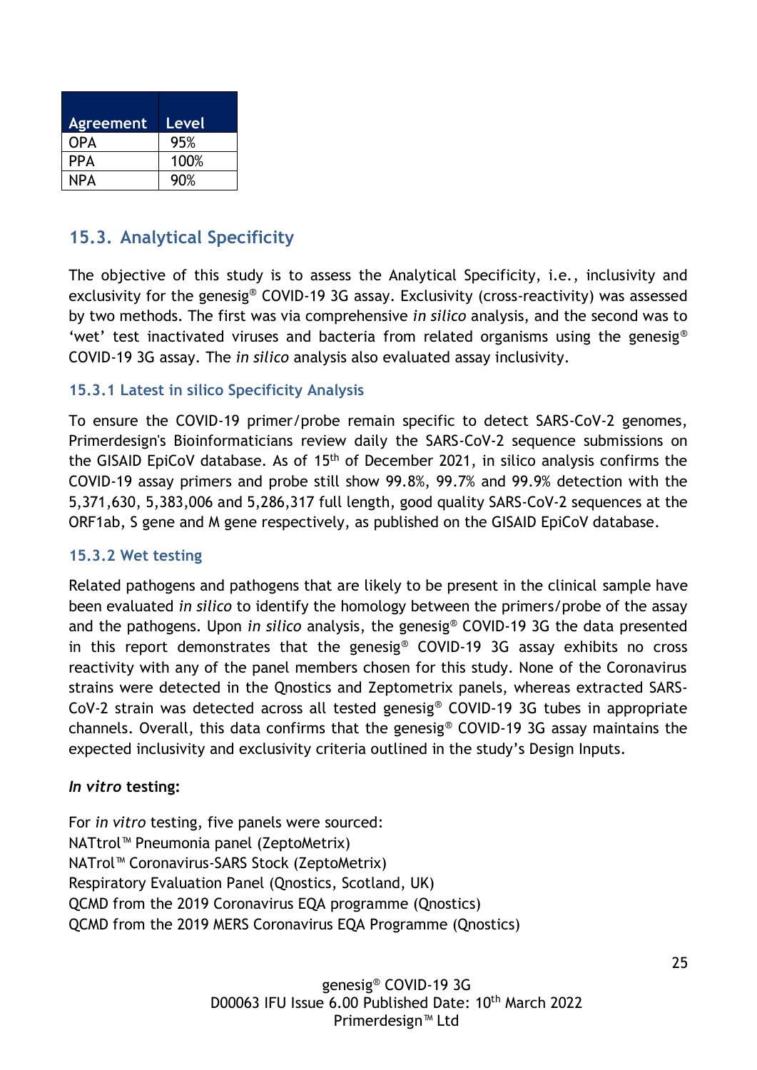| Agreement | Level |
|---|---|
| OPA | 95% |
| PPA | 100% |
| NPA | 90% |

## 15.3. Analytical Specificity

The objective of this study is to assess the Analytical Specificity, i.e., inclusivity and exclusivity for the genesig® COVID-19 3G assay. Exclusivity (cross-reactivity) was assessed by two methods. The first was via comprehensive *in silico* analysis, and the second was to 'wet' test inactivated viruses and bacteria from related organisms using the genesig® COVID-19 3G assay. The *in silico* analysis also evaluated assay inclusivity.

### 15.3.1 Latest in silico Specificity Analysis

To ensure the COVID-19 primer/probe remain specific to detect SARS-CoV-2 genomes, Primerdesign's Bioinformaticians review daily the SARS-CoV-2 sequence submissions on the GISAID EpiCoV database. As of 15th of December 2021, in silico analysis confirms the COVID-19 assay primers and probe still show 99.8%, 99.7% and 99.9% detection with the 5,371,630, 5,383,006 and 5,286,317 full length, good quality SARS-CoV-2 sequences at the ORF1ab, S gene and M gene respectively, as published on the GISAID EpiCoV database.

### 15.3.2 Wet testing

Related pathogens and pathogens that are likely to be present in the clinical sample have been evaluated *in silico* to identify the homology between the primers/probe of the assay and the pathogens. Upon *in silico* analysis, the genesig® COVID-19 3G the data presented in this report demonstrates that the genesig® COVID-19 3G assay exhibits no cross reactivity with any of the panel members chosen for this study. None of the Coronavirus strains were detected in the Qnostics and Zeptometrix panels, whereas extracted SARS-CoV-2 strain was detected across all tested genesig® COVID-19 3G tubes in appropriate channels. Overall, this data confirms that the genesig® COVID-19 3G assay maintains the expected inclusivity and exclusivity criteria outlined in the study's Design Inputs.

***In vitro* testing:**

For *in vitro* testing, five panels were sourced:
NATtrol™ Pneumonia panel (ZeptoMetrix)
NATrol™ Coronavirus-SARS Stock (ZeptoMetrix)
Respiratory Evaluation Panel (Qnostics, Scotland, UK)
QCMD from the 2019 Coronavirus EQA programme (Qnostics)
QCMD from the 2019 MERS Coronavirus EQA Programme (Qnostics)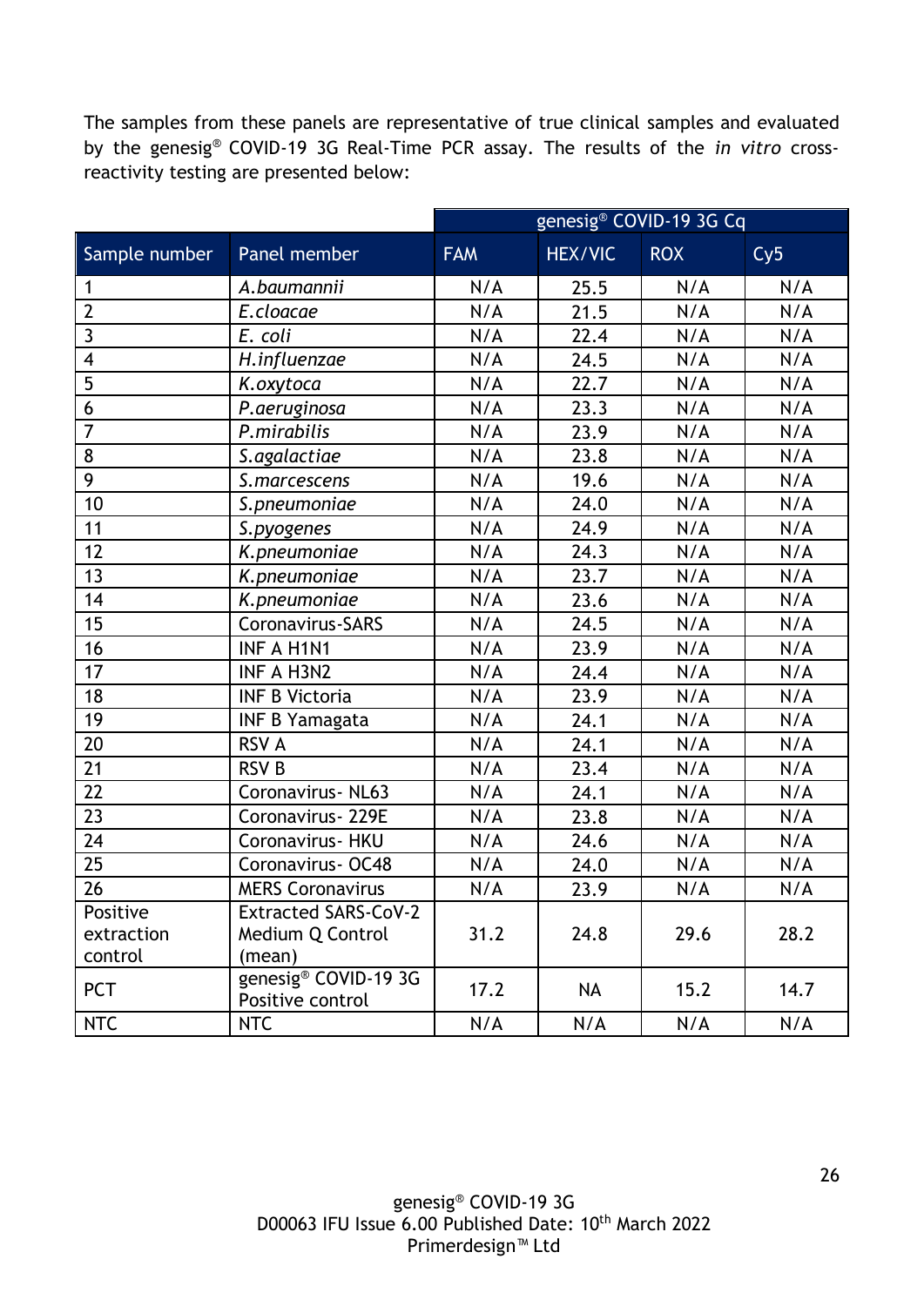The samples from these panels are representative of true clinical samples and evaluated by the genesig® COVID-19 3G Real-Time PCR assay. The results of the *in vitro* cross-reactivity testing are presented below:

| | | genesig® COVID-19 3G Cq | | | |
|---|---|---|---|---|---|
| Sample number | Panel member | FAM | HEX/VIC | ROX | Cy5 |
| 1 | *A.baumannii* | N/A | 25.5 | N/A | N/A |
| 2 | *E.cloacae* | N/A | 21.5 | N/A | N/A |
| 3 | *E. coli* | N/A | 22.4 | N/A | N/A |
| 4 | *H.influenzae* | N/A | 24.5 | N/A | N/A |
| 5 | *K.oxytoca* | N/A | 22.7 | N/A | N/A |
| 6 | *P.aeruginosa* | N/A | 23.3 | N/A | N/A |
| 7 | *P.mirabilis* | N/A | 23.9 | N/A | N/A |
| 8 | *S.agalactiae* | N/A | 23.8 | N/A | N/A |
| 9 | *S.marcescens* | N/A | 19.6 | N/A | N/A |
| 10 | *S.pneumoniae* | N/A | 24.0 | N/A | N/A |
| 11 | *S.pyogenes* | N/A | 24.9 | N/A | N/A |
| 12 | *K.pneumoniae* | N/A | 24.3 | N/A | N/A |
| 13 | *K.pneumoniae* | N/A | 23.7 | N/A | N/A |
| 14 | *K.pneumoniae* | N/A | 23.6 | N/A | N/A |
| 15 | Coronavirus-SARS | N/A | 24.5 | N/A | N/A |
| 16 | INF A H1N1 | N/A | 23.9 | N/A | N/A |
| 17 | INF A H3N2 | N/A | 24.4 | N/A | N/A |
| 18 | INF B Victoria | N/A | 23.9 | N/A | N/A |
| 19 | INF B Yamagata | N/A | 24.1 | N/A | N/A |
| 20 | RSV A | N/A | 24.1 | N/A | N/A |
| 21 | RSV B | N/A | 23.4 | N/A | N/A |
| 22 | Coronavirus- NL63 | N/A | 24.1 | N/A | N/A |
| 23 | Coronavirus- 229E | N/A | 23.8 | N/A | N/A |
| 24 | Coronavirus- HKU | N/A | 24.6 | N/A | N/A |
| 25 | Coronavirus- OC48 | N/A | 24.0 | N/A | N/A |
| 26 | MERS Coronavirus | N/A | 23.9 | N/A | N/A |
| Positive extraction control | Extracted SARS-CoV-2 Medium Q Control (mean) | 31.2 | 24.8 | 29.6 | 28.2 |
| PCT | genesig® COVID-19 3G Positive control | 17.2 | NA | 15.2 | 14.7 |
| NTC | NTC | N/A | N/A | N/A | N/A |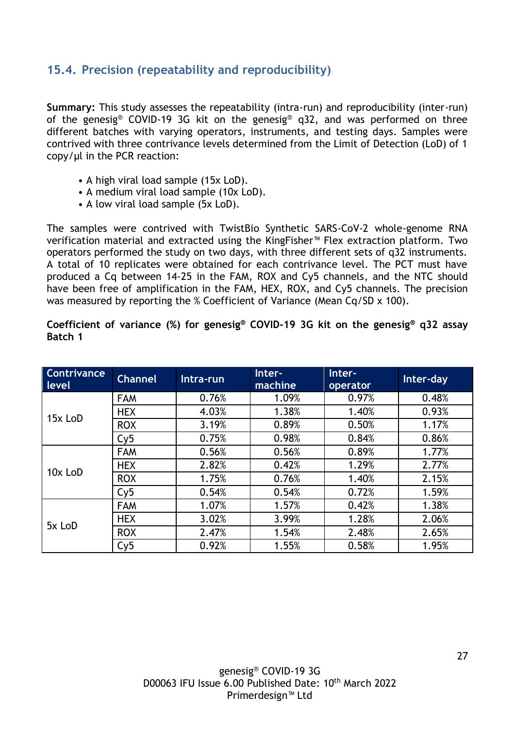## 15.4. Precision (repeatability and reproducibility)

**Summary:** This study assesses the repeatability (intra-run) and reproducibility (inter-run) of the genesig® COVID-19 3G kit on the genesig® q32, and was performed on three different batches with varying operators, instruments, and testing days. Samples were contrived with three contrivance levels determined from the Limit of Detection (LoD) of 1 copy/µl in the PCR reaction:

- A high viral load sample (15x LoD).
- A medium viral load sample (10x LoD).
- A low viral load sample (5x LoD).

The samples were contrived with TwistBio Synthetic SARS-CoV-2 whole-genome RNA verification material and extracted using the KingFisher™ Flex extraction platform. Two operators performed the study on two days, with three different sets of q32 instruments. A total of 10 replicates were obtained for each contrivance level. The PCT must have produced a Cq between 14-25 in the FAM, ROX and Cy5 channels, and the NTC should have been free of amplification in the FAM, HEX, ROX, and Cy5 channels. The precision was measured by reporting the % Coefficient of Variance (Mean Cq/SD x 100).

**Coefficient of variance (%) for genesig® COVID-19 3G kit on the genesig® q32 assay Batch 1**

| Contrivance level | Channel | Intra-run | Inter-machine | Inter-operator | Inter-day |
|---|---|---|---|---|---|
| 15x LoD | FAM | 0.76% | 1.09% | 0.97% | 0.48% |
| | HEX | 4.03% | 1.38% | 1.40% | 0.93% |
| | ROX | 3.19% | 0.89% | 0.50% | 1.17% |
| | Cy5 | 0.75% | 0.98% | 0.84% | 0.86% |
| 10x LoD | FAM | 0.56% | 0.56% | 0.89% | 1.77% |
| | HEX | 2.82% | 0.42% | 1.29% | 2.77% |
| | ROX | 1.75% | 0.76% | 1.40% | 2.15% |
| | Cy5 | 0.54% | 0.54% | 0.72% | 1.59% |
| 5x LoD | FAM | 1.07% | 1.57% | 0.42% | 1.38% |
| | HEX | 3.02% | 3.99% | 1.28% | 2.06% |
| | ROX | 2.47% | 1.54% | 2.48% | 2.65% |
| | Cy5 | 0.92% | 1.55% | 0.58% | 1.95% |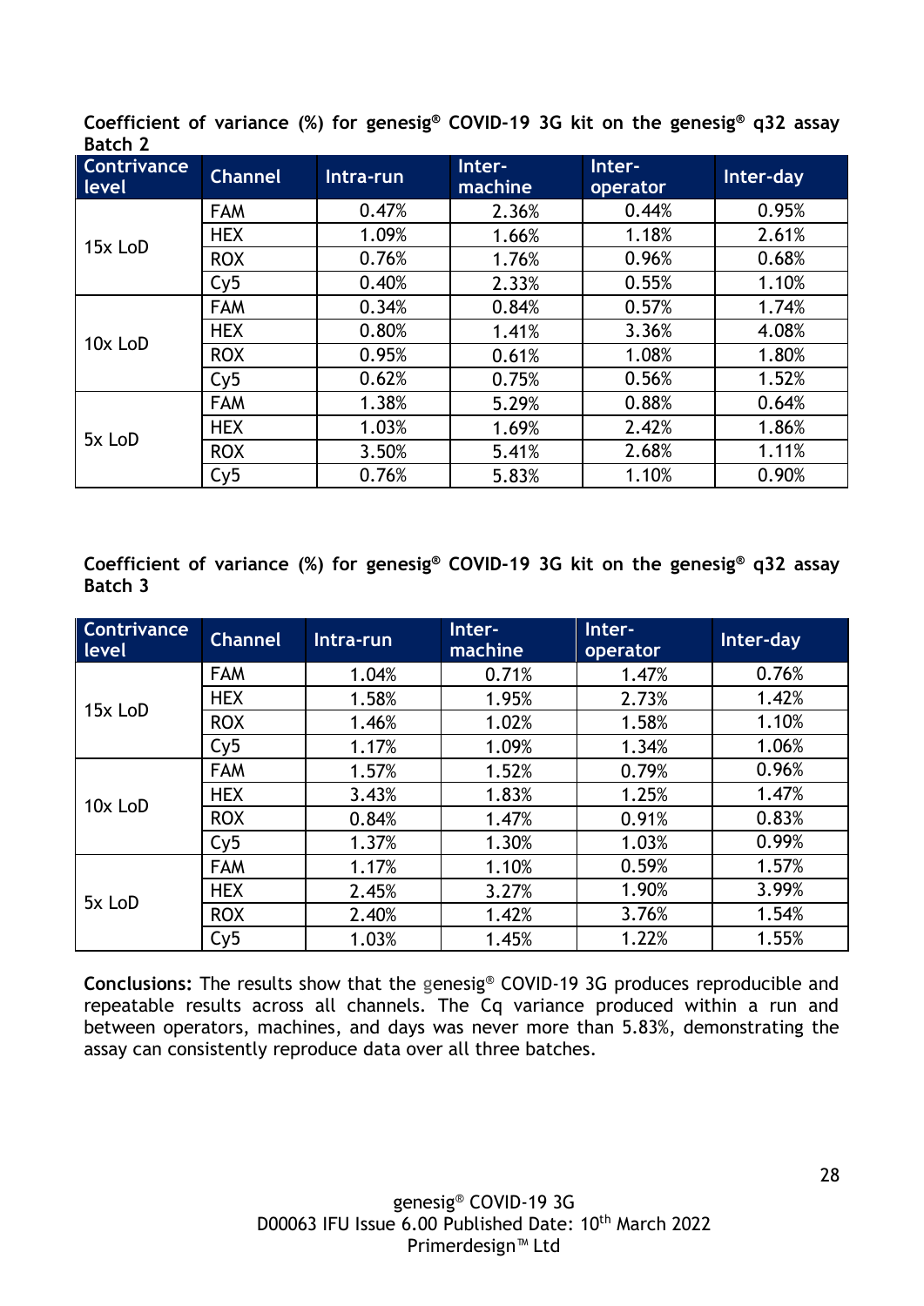**Coefficient of variance (%) for genesig® COVID-19 3G kit on the genesig® q32 assay Batch 2**

| Contrivance level | Channel | Intra-run | Inter-machine | Inter-operator | Inter-day |
|---|---|---|---|---|---|
| 15x LoD | FAM | 0.47% | 2.36% | 0.44% | 0.95% |
| | HEX | 1.09% | 1.66% | 1.18% | 2.61% |
| | ROX | 0.76% | 1.76% | 0.96% | 0.68% |
| | Cy5 | 0.40% | 2.33% | 0.55% | 1.10% |
| 10x LoD | FAM | 0.34% | 0.84% | 0.57% | 1.74% |
| | HEX | 0.80% | 1.41% | 3.36% | 4.08% |
| | ROX | 0.95% | 0.61% | 1.08% | 1.80% |
| | Cy5 | 0.62% | 0.75% | 0.56% | 1.52% |
| 5x LoD | FAM | 1.38% | 5.29% | 0.88% | 0.64% |
| | HEX | 1.03% | 1.69% | 2.42% | 1.86% |
| | ROX | 3.50% | 5.41% | 2.68% | 1.11% |
| | Cy5 | 0.76% | 5.83% | 1.10% | 0.90% |

**Coefficient of variance (%) for genesig® COVID-19 3G kit on the genesig® q32 assay Batch 3**

| Contrivance level | Channel | Intra-run | Inter-machine | Inter-operator | Inter-day |
|---|---|---|---|---|---|
| 15x LoD | FAM | 1.04% | 0.71% | 1.47% | 0.76% |
| | HEX | 1.58% | 1.95% | 2.73% | 1.42% |
| | ROX | 1.46% | 1.02% | 1.58% | 1.10% |
| | Cy5 | 1.17% | 1.09% | 1.34% | 1.06% |
| 10x LoD | FAM | 1.57% | 1.52% | 0.79% | 0.96% |
| | HEX | 3.43% | 1.83% | 1.25% | 1.47% |
| | ROX | 0.84% | 1.47% | 0.91% | 0.83% |
| | Cy5 | 1.37% | 1.30% | 1.03% | 0.99% |
| 5x LoD | FAM | 1.17% | 1.10% | 0.59% | 1.57% |
| | HEX | 2.45% | 3.27% | 1.90% | 3.99% |
| | ROX | 2.40% | 1.42% | 3.76% | 1.54% |
| | Cy5 | 1.03% | 1.45% | 1.22% | 1.55% |

**Conclusions:** The results show that the genesig® COVID-19 3G produces reproducible and repeatable results across all channels. The Cq variance produced within a run and between operators, machines, and days was never more than 5.83%, demonstrating the assay can consistently reproduce data over all three batches.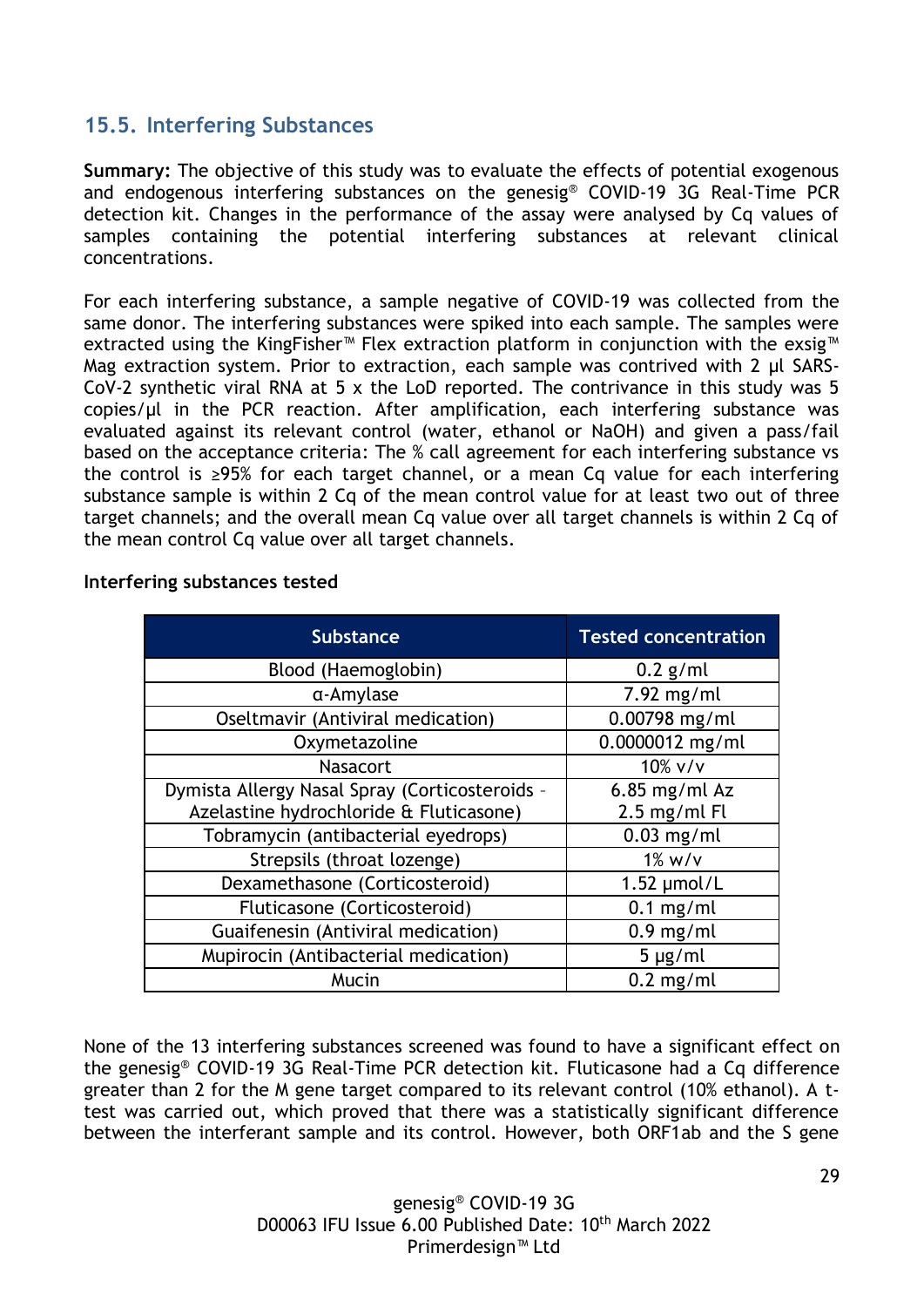## 15.5. Interfering Substances

**Summary:** The objective of this study was to evaluate the effects of potential exogenous and endogenous interfering substances on the genesig® COVID-19 3G Real-Time PCR detection kit. Changes in the performance of the assay were analysed by Cq values of samples containing the potential interfering substances at relevant clinical concentrations.

For each interfering substance, a sample negative of COVID-19 was collected from the same donor. The interfering substances were spiked into each sample. The samples were extracted using the KingFisher™ Flex extraction platform in conjunction with the exsig™ Mag extraction system. Prior to extraction, each sample was contrived with 2 µl SARS-CoV-2 synthetic viral RNA at 5 x the LoD reported. The contrivance in this study was 5 copies/µl in the PCR reaction. After amplification, each interfering substance was evaluated against its relevant control (water, ethanol or NaOH) and given a pass/fail based on the acceptance criteria: The % call agreement for each interfering substance vs the control is ≥95% for each target channel, or a mean Cq value for each interfering substance sample is within 2 Cq of the mean control value for at least two out of three target channels; and the overall mean Cq value over all target channels is within 2 Cq of the mean control Cq value over all target channels.

**Interfering substances tested**

| Substance | Tested concentration |
|---|---|
| Blood (Haemoglobin) | 0.2 g/ml |
| α-Amylase | 7.92 mg/ml |
| Oseltmavir (Antiviral medication) | 0.00798 mg/ml |
| Oxymetazoline | 0.0000012 mg/ml |
| Nasacort | 10% v/v |
| Dymista Allergy Nasal Spray (Corticosteroids - Azelastine hydrochloride & Fluticasone) | 6.85 mg/ml Az<br>2.5 mg/ml Fl |
| Tobramycin (antibacterial eyedrops) | 0.03 mg/ml |
| Strepsils (throat lozenge) | 1% w/v |
| Dexamethasone (Corticosteroid) | 1.52 µmol/L |
| Fluticasone (Corticosteroid) | 0.1 mg/ml |
| Guaifenesin (Antiviral medication) | 0.9 mg/ml |
| Mupirocin (Antibacterial medication) | 5 µg/ml |
| Mucin | 0.2 mg/ml |

None of the 13 interfering substances screened was found to have a significant effect on the genesig® COVID-19 3G Real-Time PCR detection kit. Fluticasone had a Cq difference greater than 2 for the M gene target compared to its relevant control (10% ethanol). A t-test was carried out, which proved that there was a statistically significant difference between the interferant sample and its control. However, both ORF1ab and the S gene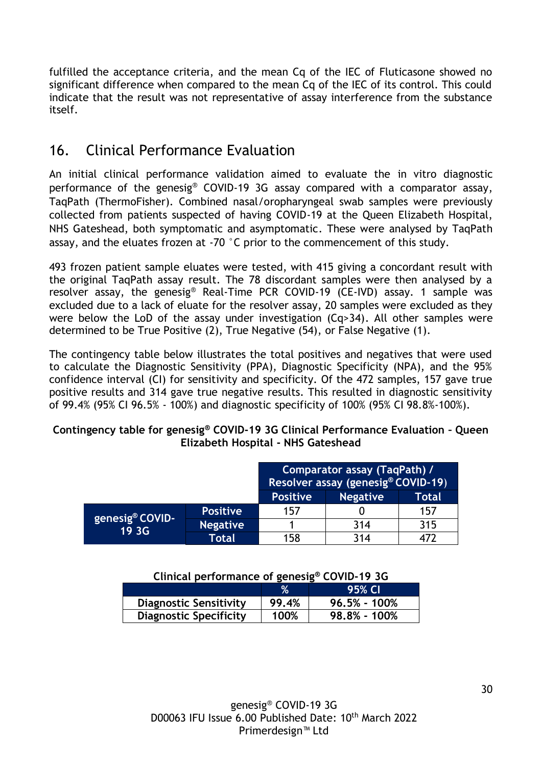fulfilled the acceptance criteria, and the mean Cq of the IEC of Fluticasone showed no significant difference when compared to the mean Cq of the IEC of its control. This could indicate that the result was not representative of assay interference from the substance itself.

## 16. Clinical Performance Evaluation

An initial clinical performance validation aimed to evaluate the in vitro diagnostic performance of the genesig® COVID-19 3G assay compared with a comparator assay, TaqPath (ThermoFisher). Combined nasal/oropharyngeal swab samples were previously collected from patients suspected of having COVID-19 at the Queen Elizabeth Hospital, NHS Gateshead, both symptomatic and asymptomatic. These were analysed by TaqPath assay, and the eluates frozen at -70 °C prior to the commencement of this study.

493 frozen patient sample eluates were tested, with 415 giving a concordant result with the original TaqPath assay result. The 78 discordant samples were then analysed by a resolver assay, the genesig® Real-Time PCR COVID-19 (CE-IVD) assay. 1 sample was excluded due to a lack of eluate for the resolver assay, 20 samples were excluded as they were below the LoD of the assay under investigation (Cq>34). All other samples were determined to be True Positive (2), True Negative (54), or False Negative (1).

The contingency table below illustrates the total positives and negatives that were used to calculate the Diagnostic Sensitivity (PPA), Diagnostic Specificity (NPA), and the 95% confidence interval (CI) for sensitivity and specificity. Of the 472 samples, 157 gave true positive results and 314 gave true negative results. This resulted in diagnostic sensitivity of 99.4% (95% CI 96.5% - 100%) and diagnostic specificity of 100% (95% CI 98.8%-100%).

**Contingency table for genesig® COVID-19 3G Clinical Performance Evaluation – Queen Elizabeth Hospital - NHS Gateshead**

| | | Comparator assay (TaqPath) / Resolver assay (genesig® COVID-19) | | |
|---|---|---|---|---|
| | | **Positive** | **Negative** | **Total** |
| **genesig® COVID-19 3G** | **Positive** | 157 | 0 | 157 |
| | **Negative** | 1 | 314 | 315 |
| | **Total** | 158 | 314 | 472 |

**Clinical performance of genesig® COVID-19 3G**

| | % | 95% CI |
|---|---|---|
| **Diagnostic Sensitivity** | **99.4%** | **96.5% - 100%** |
| **Diagnostic Specificity** | **100%** | **98.8% - 100%** |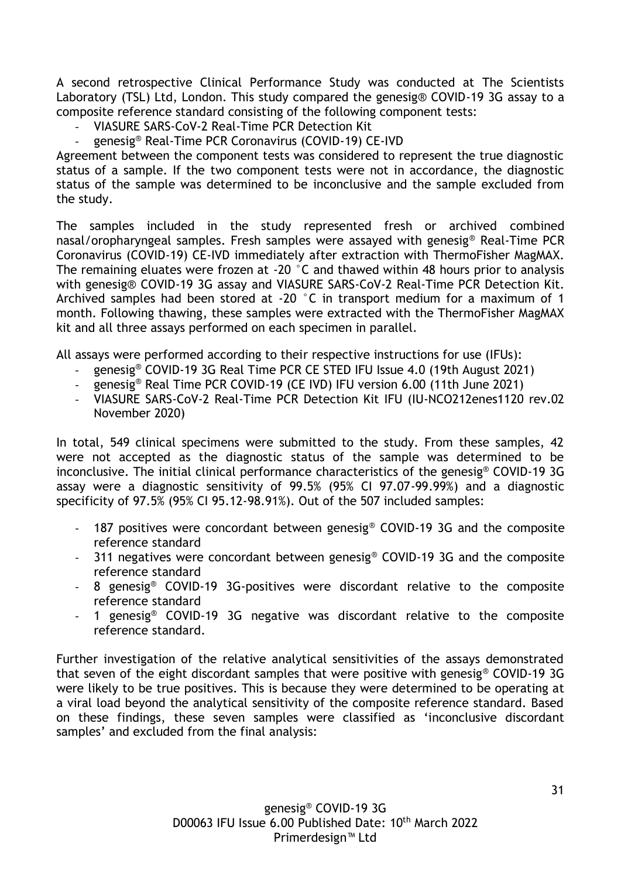A second retrospective Clinical Performance Study was conducted at The Scientists Laboratory (TSL) Ltd, London. This study compared the genesig® COVID-19 3G assay to a composite reference standard consisting of the following component tests:

- VIASURE SARS-CoV-2 Real-Time PCR Detection Kit
- genesig® Real-Time PCR Coronavirus (COVID-19) CE-IVD

Agreement between the component tests was considered to represent the true diagnostic status of a sample. If the two component tests were not in accordance, the diagnostic status of the sample was determined to be inconclusive and the sample excluded from the study.

The samples included in the study represented fresh or archived combined nasal/oropharyngeal samples. Fresh samples were assayed with genesig® Real-Time PCR Coronavirus (COVID-19) CE-IVD immediately after extraction with ThermoFisher MagMAX. The remaining eluates were frozen at -20 °C and thawed within 48 hours prior to analysis with genesig® COVID-19 3G assay and VIASURE SARS-CoV-2 Real-Time PCR Detection Kit. Archived samples had been stored at -20 °C in transport medium for a maximum of 1 month. Following thawing, these samples were extracted with the ThermoFisher MagMAX kit and all three assays performed on each specimen in parallel.

All assays were performed according to their respective instructions for use (IFUs):

- genesig® COVID-19 3G Real Time PCR CE STED IFU Issue 4.0 (19th August 2021)
- genesig® Real Time PCR COVID-19 (CE IVD) IFU version 6.00 (11th June 2021)
- VIASURE SARS-CoV-2 Real-Time PCR Detection Kit IFU (IU-NCO212enes1120 rev.02 November 2020)

In total, 549 clinical specimens were submitted to the study. From these samples, 42 were not accepted as the diagnostic status of the sample was determined to be inconclusive. The initial clinical performance characteristics of the genesig® COVID-19 3G assay were a diagnostic sensitivity of 99.5% (95% CI 97.07-99.99%) and a diagnostic specificity of 97.5% (95% CI 95.12-98.91%). Out of the 507 included samples:

- 187 positives were concordant between genesig® COVID-19 3G and the composite reference standard
- 311 negatives were concordant between genesig® COVID-19 3G and the composite reference standard
- 8 genesig® COVID-19 3G-positives were discordant relative to the composite reference standard
- 1 genesig® COVID-19 3G negative was discordant relative to the composite reference standard.

Further investigation of the relative analytical sensitivities of the assays demonstrated that seven of the eight discordant samples that were positive with genesig® COVID-19 3G were likely to be true positives. This is because they were determined to be operating at a viral load beyond the analytical sensitivity of the composite reference standard. Based on these findings, these seven samples were classified as 'inconclusive discordant samples' and excluded from the final analysis: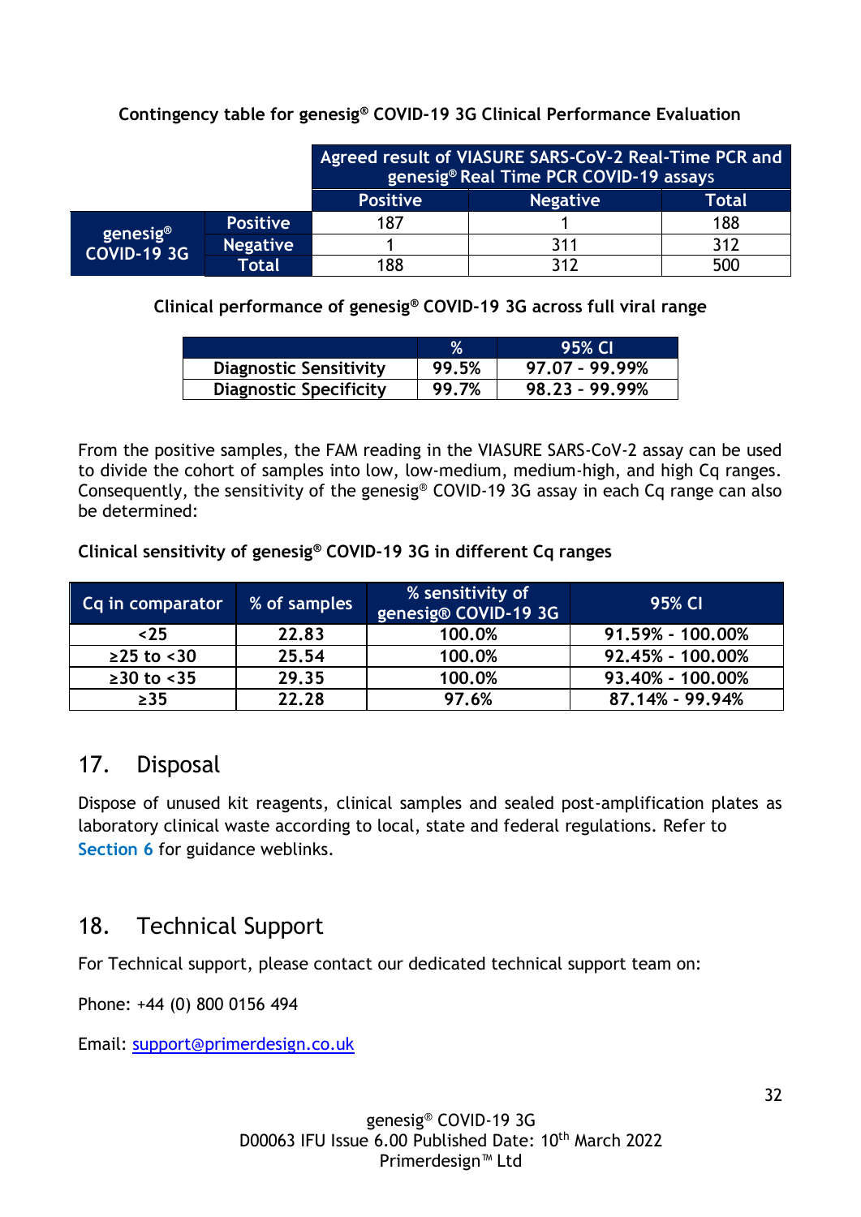**Contingency table for genesig® COVID-19 3G Clinical Performance Evaluation**

| | | Agreed result of VIASURE SARS-CoV-2 Real-Time PCR and genesig® Real Time PCR COVID-19 assays | | |
|---|---|---|---|---|
| | | Positive | Negative | Total |
| genesig® COVID-19 3G | Positive | 187 | 1 | 188 |
| | Negative | 1 | 311 | 312 |
| | Total | 188 | 312 | 500 |

**Clinical performance of genesig® COVID-19 3G across full viral range**

| | % | 95% CI |
|---|---|---|
| Diagnostic Sensitivity | 99.5% | 97.07 - 99.99% |
| Diagnostic Specificity | 99.7% | 98.23 - 99.99% |

From the positive samples, the FAM reading in the VIASURE SARS-CoV-2 assay can be used to divide the cohort of samples into low, low-medium, medium-high, and high Cq ranges. Consequently, the sensitivity of the genesig® COVID-19 3G assay in each Cq range can also be determined:

**Clinical sensitivity of genesig® COVID-19 3G in different Cq ranges**

| Cq in comparator | % of samples | % sensitivity of genesig® COVID-19 3G | 95% CI |
|---|---|---|---|
| <25 | 22.83 | 100.0% | 91.59% - 100.00% |
| ≥25 to <30 | 25.54 | 100.0% | 92.45% - 100.00% |
| ≥30 to <35 | 29.35 | 100.0% | 93.40% - 100.00% |
| ≥35 | 22.28 | 97.6% | 87.14% - 99.94% |

## 17. Disposal

Dispose of unused kit reagents, clinical samples and sealed post-amplification plates as laboratory clinical waste according to local, state and federal regulations. Refer to Section 6 for guidance weblinks.

## 18. Technical Support

For Technical support, please contact our dedicated technical support team on:

Phone: +44 (0) 800 0156 494

Email: support@primerdesign.co.uk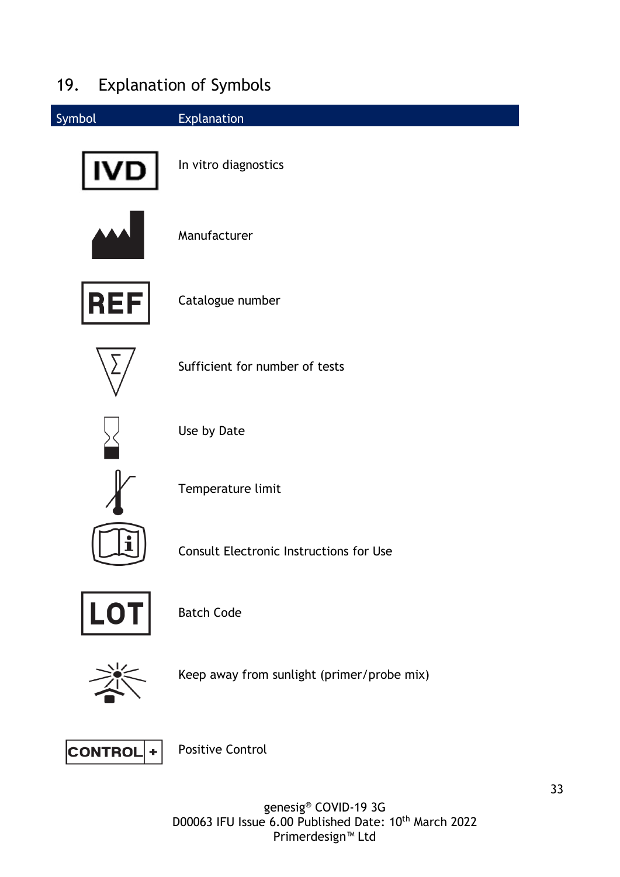## 19. Explanation of Symbols

| Symbol | Explanation |
|---|---|
| IVD | In vitro diagnostics |
| | Manufacturer |
| REF | Catalogue number |
| Σ | Sufficient for number of tests |
| | Use by Date |
| | Temperature limit |
| i | Consult Electronic Instructions for Use |
| LOT | Batch Code |
| | Keep away from sunlight (primer/probe mix) |
| CONTROL + | Positive Control |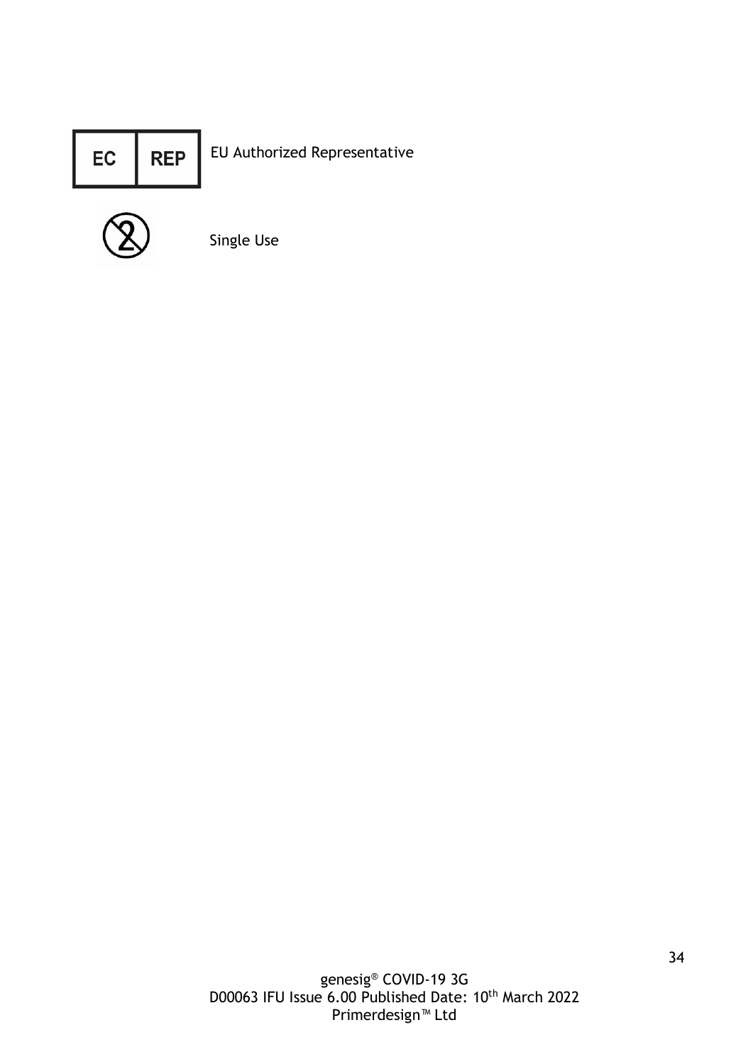| Symbol | Meaning |
|---|---|
| EC REP | EU Authorized Representative |
| ② | Single Use |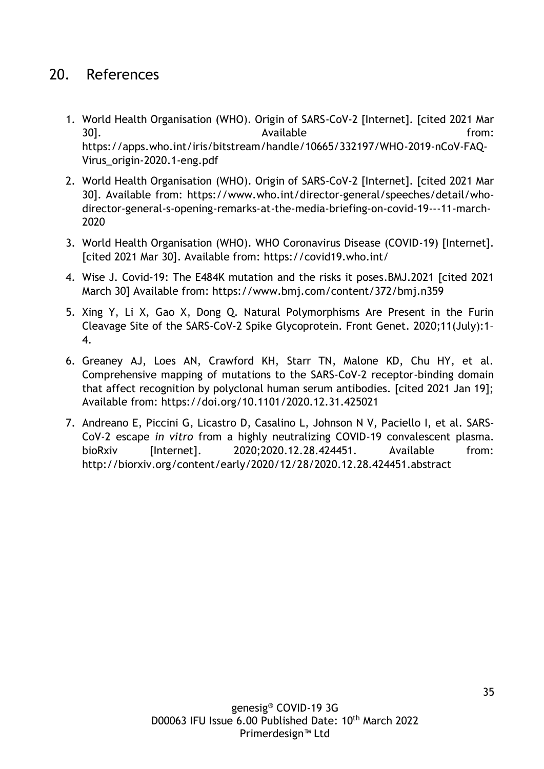## 20. References

1. World Health Organisation (WHO). Origin of SARS-CoV-2 [Internet]. [cited 2021 Mar 30]. Available from: https://apps.who.int/iris/bitstream/handle/10665/332197/WHO-2019-nCoV-FAQ-Virus_origin-2020.1-eng.pdf
2. World Health Organisation (WHO). Origin of SARS-CoV-2 [Internet]. [cited 2021 Mar 30]. Available from: https://www.who.int/director-general/speeches/detail/who-director-general-s-opening-remarks-at-the-media-briefing-on-covid-19---11-march-2020
3. World Health Organisation (WHO). WHO Coronavirus Disease (COVID-19) [Internet]. [cited 2021 Mar 30]. Available from: https://covid19.who.int/
4. Wise J. Covid-19: The E484K mutation and the risks it poses.BMJ.2021 [cited 2021 March 30] Available from: https://www.bmj.com/content/372/bmj.n359
5. Xing Y, Li X, Gao X, Dong Q. Natural Polymorphisms Are Present in the Furin Cleavage Site of the SARS-CoV-2 Spike Glycoprotein. Front Genet. 2020;11(July):1–4.
6. Greaney AJ, Loes AN, Crawford KH, Starr TN, Malone KD, Chu HY, et al. Comprehensive mapping of mutations to the SARS-CoV-2 receptor-binding domain that affect recognition by polyclonal human serum antibodies. [cited 2021 Jan 19]; Available from: https://doi.org/10.1101/2020.12.31.425021
7. Andreano E, Piccini G, Licastro D, Casalino L, Johnson N V, Paciello I, et al. SARS-CoV-2 escape *in vitro* from a highly neutralizing COVID-19 convalescent plasma. bioRxiv [Internet]. 2020;2020.12.28.424451. Available from: http://biorxiv.org/content/early/2020/12/28/2020.12.28.424451.abstract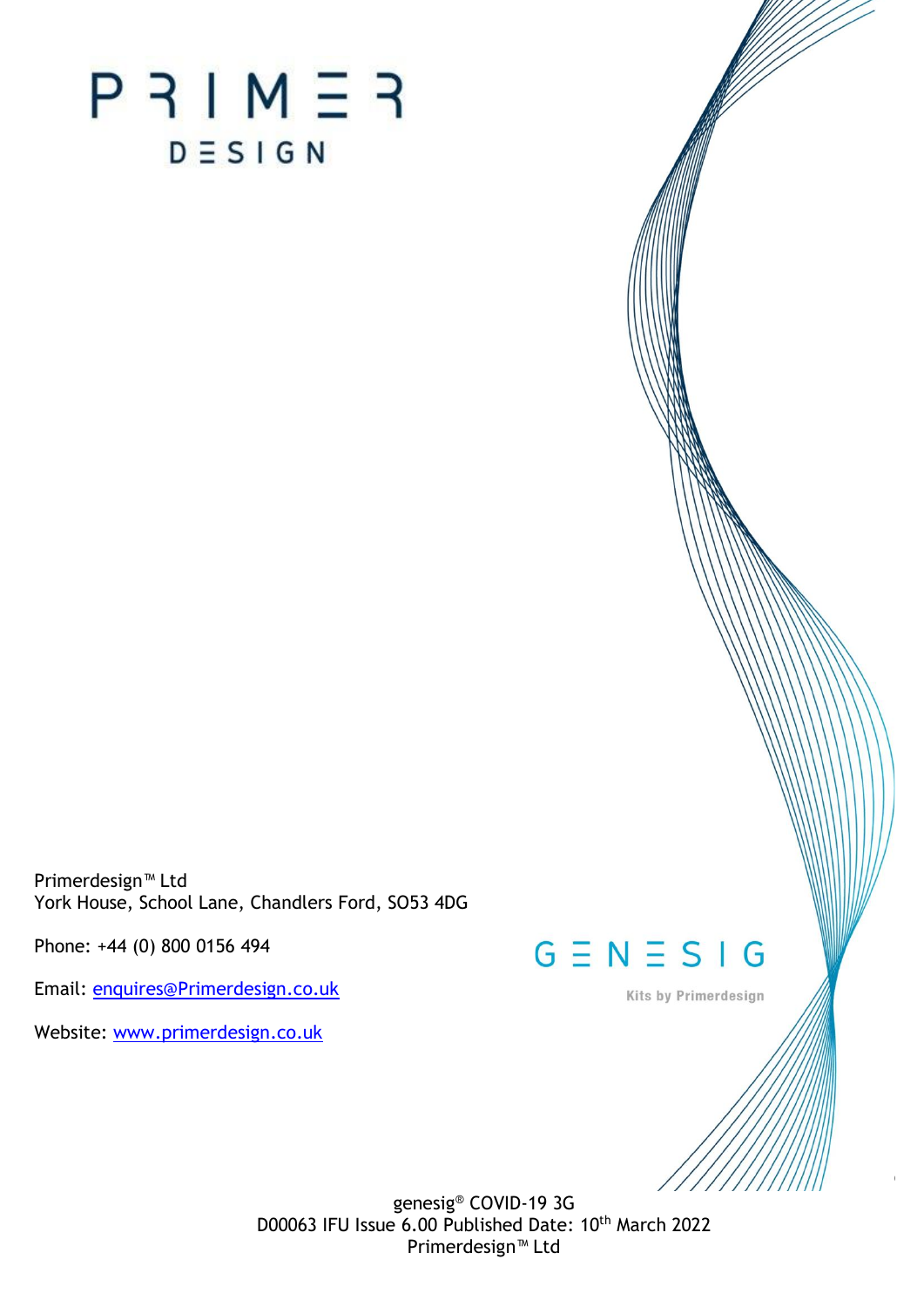P R I M E R

DESIGN

Primerdesign™ Ltd
York House, School Lane, Chandlers Ford, SO53 4DG

Phone: +44 (0) 800 0156 494

Email: enquires@Primerdesign.co.uk

Website: www.primerdesign.co.uk

GENESIG

Kits by Primerdesign

genesig® COVID-19 3G
D00063 IFU Issue 6.00 Published Date: 10th March 2022
Primerdesign™ Ltd